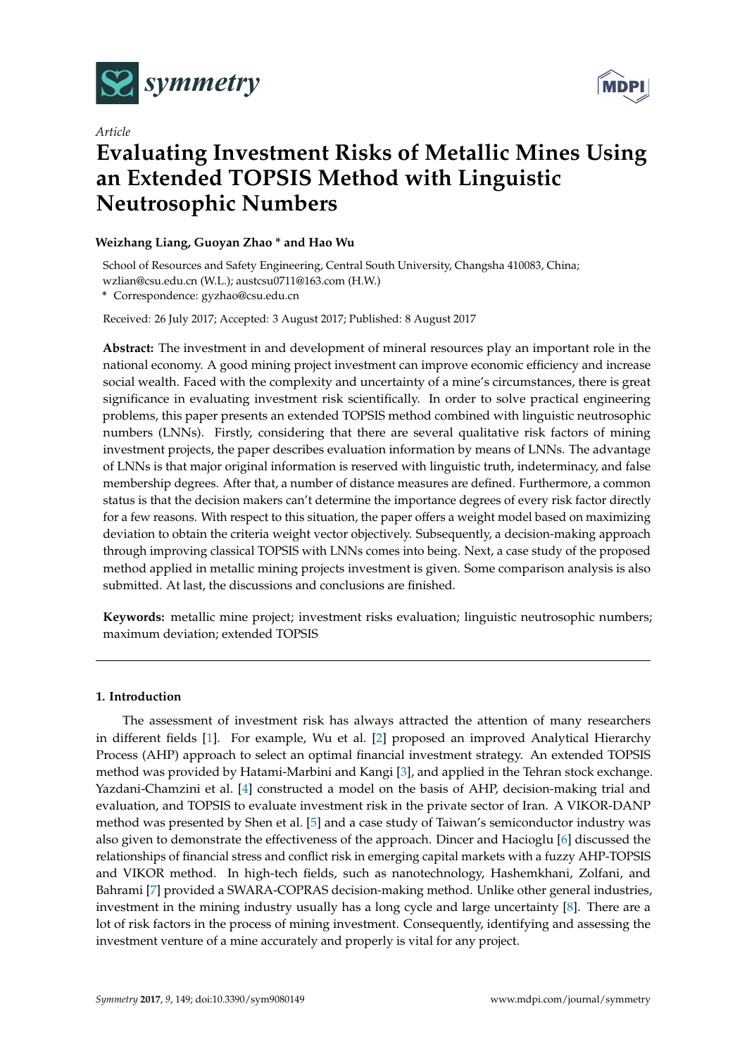*Article*

# Evaluating Investment Risks of Metallic Mines Using an Extended TOPSIS Method with Linguistic Neutrosophic Numbers

**Weizhang Liang, Guoyan Zhao * and Hao Wu**

School of Resources and Safety Engineering, Central South University, Changsha 410083, China; wzlian@csu.edu.cn (W.L.); austcsu0711@163.com (H.W.)

\* Correspondence: gyzhao@csu.edu.cn

Received: 26 July 2017; Accepted: 3 August 2017; Published: 8 August 2017

**Abstract:** The investment in and development of mineral resources play an important role in the national economy. A good mining project investment can improve economic efficiency and increase social wealth. Faced with the complexity and uncertainty of a mine's circumstances, there is great significance in evaluating investment risk scientifically. In order to solve practical engineering problems, this paper presents an extended TOPSIS method combined with linguistic neutrosophic numbers (LNNs). Firstly, considering that there are several qualitative risk factors of mining investment projects, the paper describes evaluation information by means of LNNs. The advantage of LNNs is that major original information is reserved with linguistic truth, indeterminacy, and false membership degrees. After that, a number of distance measures are defined. Furthermore, a common status is that the decision makers can't determine the importance degrees of every risk factor directly for a few reasons. With respect to this situation, the paper offers a weight model based on maximizing deviation to obtain the criteria weight vector objectively. Subsequently, a decision-making approach through improving classical TOPSIS with LNNs comes into being. Next, a case study of the proposed method applied in metallic mining projects investment is given. Some comparison analysis is also submitted. At last, the discussions and conclusions are finished.

**Keywords:** metallic mine project; investment risks evaluation; linguistic neutrosophic numbers; maximum deviation; extended TOPSIS

## 1. Introduction

The assessment of investment risk has always attracted the attention of many researchers in different fields [1]. For example, Wu et al. [2] proposed an improved Analytical Hierarchy Process (AHP) approach to select an optimal financial investment strategy. An extended TOPSIS method was provided by Hatami-Marbini and Kangi [3], and applied in the Tehran stock exchange. Yazdani-Chamzini et al. [4] constructed a model on the basis of AHP, decision-making trial and evaluation, and TOPSIS to evaluate investment risk in the private sector of Iran. A VIKOR-DANP method was presented by Shen et al. [5] and a case study of Taiwan's semiconductor industry was also given to demonstrate the effectiveness of the approach. Dincer and Hacioglu [6] discussed the relationships of financial stress and conflict risk in emerging capital markets with a fuzzy AHP-TOPSIS and VIKOR method. In high-tech fields, such as nanotechnology, Hashemkhani, Zolfani, and Bahrami [7] provided a SWARA-COPRAS decision-making method. Unlike other general industries, investment in the mining industry usually has a long cycle and large uncertainty [8]. There are a lot of risk factors in the process of mining investment. Consequently, identifying and assessing the investment venture of a mine accurately and properly is vital for any project.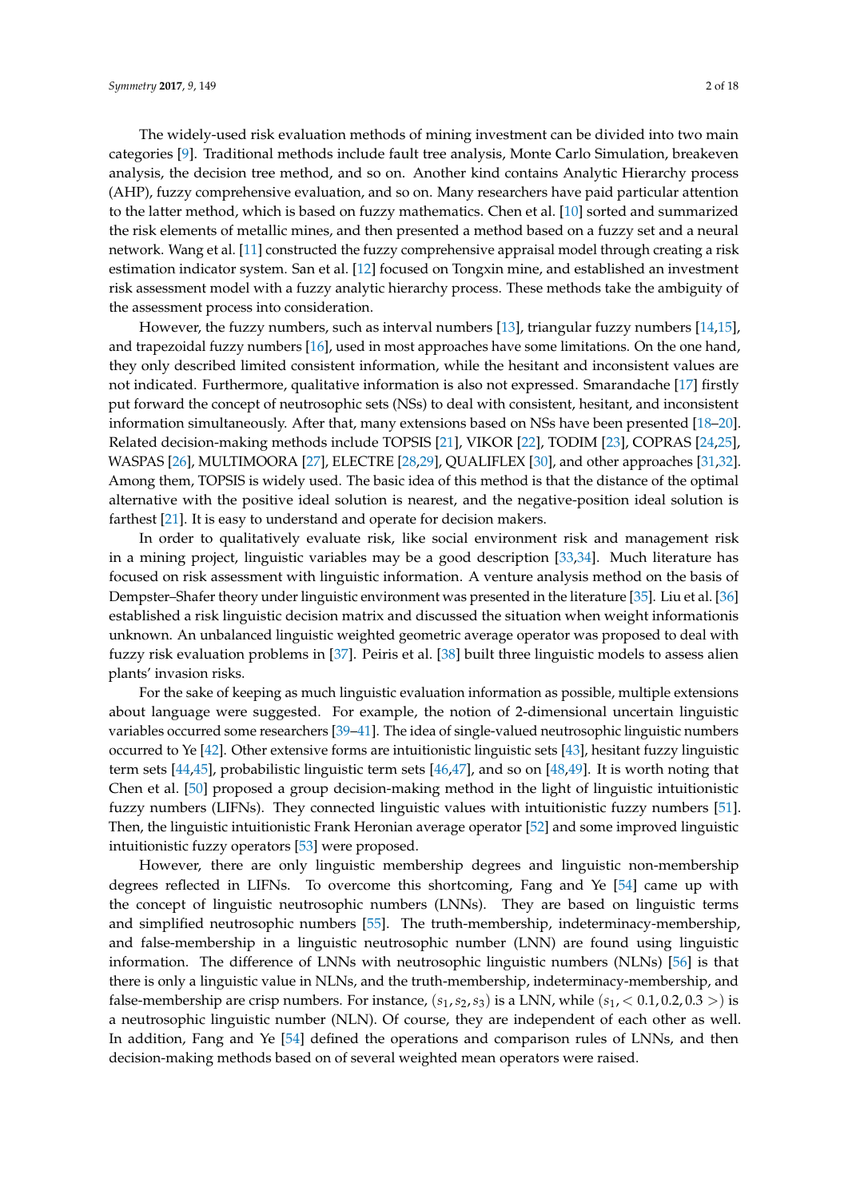The widely-used risk evaluation methods of mining investment can be divided into two main categories [9]. Traditional methods include fault tree analysis, Monte Carlo Simulation, breakeven analysis, the decision tree method, and so on. Another kind contains Analytic Hierarchy process (AHP), fuzzy comprehensive evaluation, and so on. Many researchers have paid particular attention to the latter method, which is based on fuzzy mathematics. Chen et al. [10] sorted and summarized the risk elements of metallic mines, and then presented a method based on a fuzzy set and a neural network. Wang et al. [11] constructed the fuzzy comprehensive appraisal model through creating a risk estimation indicator system. San et al. [12] focused on Tongxin mine, and established an investment risk assessment model with a fuzzy analytic hierarchy process. These methods take the ambiguity of the assessment process into consideration.

However, the fuzzy numbers, such as interval numbers [13], triangular fuzzy numbers [14,15], and trapezoidal fuzzy numbers [16], used in most approaches have some limitations. On the one hand, they only described limited consistent information, while the hesitant and inconsistent values are not indicated. Furthermore, qualitative information is also not expressed. Smarandache [17] firstly put forward the concept of neutrosophic sets (NSs) to deal with consistent, hesitant, and inconsistent information simultaneously. After that, many extensions based on NSs have been presented [18–20]. Related decision-making methods include TOPSIS [21], VIKOR [22], TODIM [23], COPRAS [24,25], WASPAS [26], MULTIMOORA [27], ELECTRE [28,29], QUALIFLEX [30], and other approaches [31,32]. Among them, TOPSIS is widely used. The basic idea of this method is that the distance of the optimal alternative with the positive ideal solution is nearest, and the negative-position ideal solution is farthest [21]. It is easy to understand and operate for decision makers.

In order to qualitatively evaluate risk, like social environment risk and management risk in a mining project, linguistic variables may be a good description [33,34]. Much literature has focused on risk assessment with linguistic information. A venture analysis method on the basis of Dempster–Shafer theory under linguistic environment was presented in the literature [35]. Liu et al. [36] established a risk linguistic decision matrix and discussed the situation when weight informationis unknown. An unbalanced linguistic weighted geometric average operator was proposed to deal with fuzzy risk evaluation problems in [37]. Peiris et al. [38] built three linguistic models to assess alien plants' invasion risks.

For the sake of keeping as much linguistic evaluation information as possible, multiple extensions about language were suggested. For example, the notion of 2-dimensional uncertain linguistic variables occurred some researchers [39–41]. The idea of single-valued neutrosophic linguistic numbers occurred to Ye [42]. Other extensive forms are intuitionistic linguistic sets [43], hesitant fuzzy linguistic term sets [44,45], probabilistic linguistic term sets [46,47], and so on [48,49]. It is worth noting that Chen et al. [50] proposed a group decision-making method in the light of linguistic intuitionistic fuzzy numbers (LIFNs). They connected linguistic values with intuitionistic fuzzy numbers [51]. Then, the linguistic intuitionistic Frank Heronian average operator [52] and some improved linguistic intuitionistic fuzzy operators [53] were proposed.

However, there are only linguistic membership degrees and linguistic non-membership degrees reflected in LIFNs. To overcome this shortcoming, Fang and Ye [54] came up with the concept of linguistic neutrosophic numbers (LNNs). They are based on linguistic terms and simplified neutrosophic numbers [55]. The truth-membership, indeterminacy-membership, and false-membership in a linguistic neutrosophic number (LNN) are found using linguistic information. The difference of LNNs with neutrosophic linguistic numbers (NLNs) [56] is that there is only a linguistic value in NLNs, and the truth-membership, indeterminacy-membership, and false-membership are crisp numbers. For instance, $(s_1, s_2, s_3)$ is a LNN, while $(s_1, < 0.1, 0.2, 0.3 >)$ is a neutrosophic linguistic number (NLN). Of course, they are independent of each other as well. In addition, Fang and Ye [54] defined the operations and comparison rules of LNNs, and then decision-making methods based on of several weighted mean operators were raised.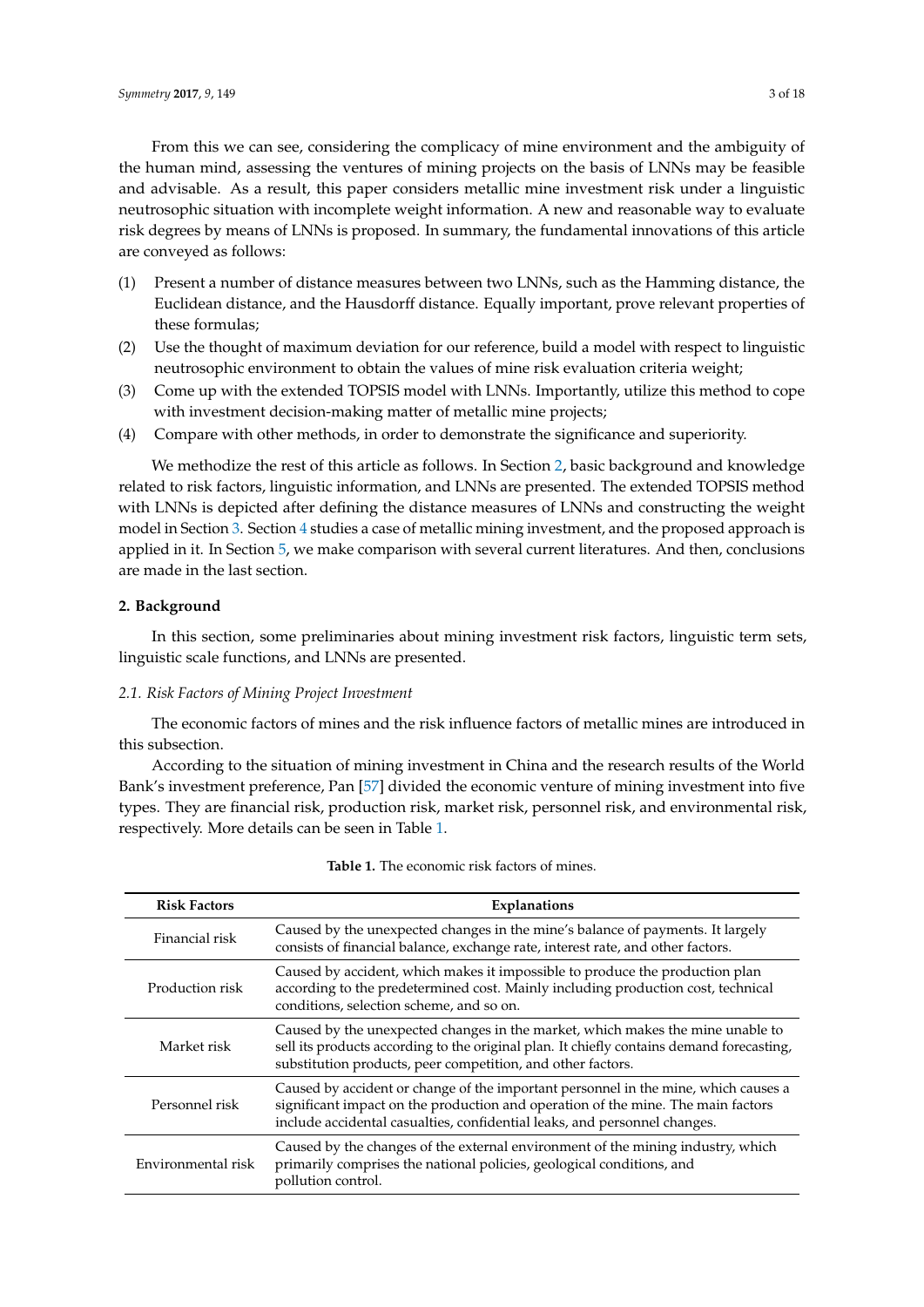From this we can see, considering the complicacy of mine environment and the ambiguity of the human mind, assessing the ventures of mining projects on the basis of LNNs may be feasible and advisable. As a result, this paper considers metallic mine investment risk under a linguistic neutrosophic situation with incomplete weight information. A new and reasonable way to evaluate risk degrees by means of LNNs is proposed. In summary, the fundamental innovations of this article are conveyed as follows:

(1) Present a number of distance measures between two LNNs, such as the Hamming distance, the Euclidean distance, and the Hausdorff distance. Equally important, prove relevant properties of these formulas;
(2) Use the thought of maximum deviation for our reference, build a model with respect to linguistic neutrosophic environment to obtain the values of mine risk evaluation criteria weight;
(3) Come up with the extended TOPSIS model with LNNs. Importantly, utilize this method to cope with investment decision-making matter of metallic mine projects;
(4) Compare with other methods, in order to demonstrate the significance and superiority.

We methodize the rest of this article as follows. In Section 2, basic background and knowledge related to risk factors, linguistic information, and LNNs are presented. The extended TOPSIS method with LNNs is depicted after defining the distance measures of LNNs and constructing the weight model in Section 3. Section 4 studies a case of metallic mining investment, and the proposed approach is applied in it. In Section 5, we make comparison with several current literatures. And then, conclusions are made in the last section.

## 2. Background

In this section, some preliminaries about mining investment risk factors, linguistic term sets, linguistic scale functions, and LNNs are presented.

### 2.1. Risk Factors of Mining Project Investment

The economic factors of mines and the risk influence factors of metallic mines are introduced in this subsection.

According to the situation of mining investment in China and the research results of the World Bank's investment preference, Pan [57] divided the economic venture of mining investment into five types. They are financial risk, production risk, market risk, personnel risk, and environmental risk, respectively. More details can be seen in Table 1.

**Table 1.** The economic risk factors of mines.

| Risk Factors | Explanations |
|---|---|
| Financial risk | Caused by the unexpected changes in the mine's balance of payments. It largely consists of financial balance, exchange rate, interest rate, and other factors. |
| Production risk | Caused by accident, which makes it impossible to produce the production plan according to the predetermined cost. Mainly including production cost, technical conditions, selection scheme, and so on. |
| Market risk | Caused by the unexpected changes in the market, which makes the mine unable to sell its products according to the original plan. It chiefly contains demand forecasting, substitution products, peer competition, and other factors. |
| Personnel risk | Caused by accident or change of the important personnel in the mine, which causes a significant impact on the production and operation of the mine. The main factors include accidental casualties, confidential leaks, and personnel changes. |
| Environmental risk | Caused by the changes of the external environment of the mining industry, which primarily comprises the national policies, geological conditions, and pollution control. |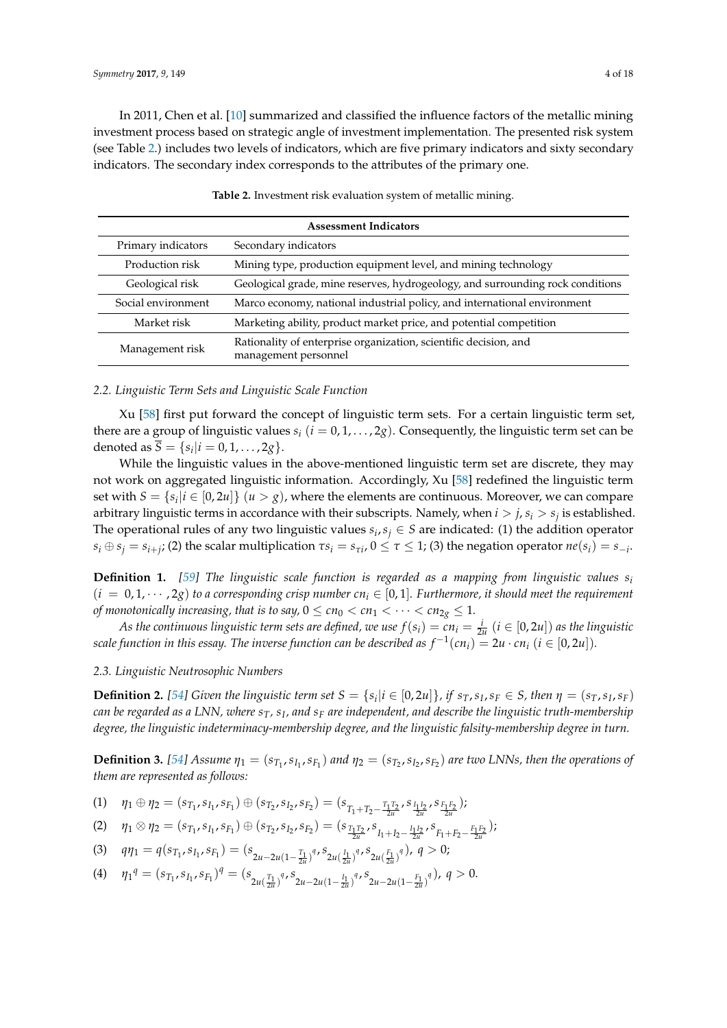In 2011, Chen et al. [10] summarized and classified the influence factors of the metallic mining investment process based on strategic angle of investment implementation. The presented risk system (see Table 2.) includes two levels of indicators, which are five primary indicators and sixty secondary indicators. The secondary index corresponds to the attributes of the primary one.

**Table 2.** Investment risk evaluation system of metallic mining.

| Assessment Indicators | |
|---|---|
| Primary indicators | Secondary indicators |
| Production risk | Mining type, production equipment level, and mining technology |
| Geological risk | Geological grade, mine reserves, hydrogeology, and surrounding rock conditions |
| Social environment | Marco economy, national industrial policy, and international environment |
| Market risk | Marketing ability, product market price, and potential competition |
| Management risk | Rationality of enterprise organization, scientific decision, and management personnel |

### 2.2. Linguistic Term Sets and Linguistic Scale Function

Xu [58] first put forward the concept of linguistic term sets. For a certain linguistic term set, there are a group of linguistic values $s_i$ $(i = 0, 1, \ldots, 2g)$. Consequently, the linguistic term set can be denoted as $\overline{S} = \{s_i | i = 0, 1, \ldots, 2g\}$.

While the linguistic values in the above-mentioned linguistic term set are discrete, they may not work on aggregated linguistic information. Accordingly, Xu [58] redefined the linguistic term set with $S = \{s_i | i \in [0, 2u]\}$ $(u > g)$, where the elements are continuous. Moreover, we can compare arbitrary linguistic terms in accordance with their subscripts. Namely, when $i > j$, $s_i > s_j$ is established. The operational rules of any two linguistic values $s_i, s_j \in S$ are indicated: (1) the addition operator $s_i \oplus s_j = s_{i+j}$; (2) the scalar multiplication $\tau s_i = s_{\tau i}$, $0 \le \tau \le 1$; (3) the negation operator $ne(s_i) = s_{-i}$.

**Definition 1.** *[59] The linguistic scale function is regarded as a mapping from linguistic values $s_i$ $(i = 0, 1, \cdots, 2g)$ to a corresponding crisp number $cn_i \in [0, 1]$. Furthermore, it should meet the requirement of monotonically increasing, that is to say, $0 \le cn_0 < cn_1 < \cdots < cn_{2g} \le 1$.*

*As the continuous linguistic term sets are defined, we use $f(s_i) = cn_i = \frac{i}{2u}$ $(i \in [0, 2u])$ as the linguistic scale function in this essay. The inverse function can be described as $f^{-1}(cn_i) = 2u \cdot cn_i$ $(i \in [0, 2u])$.*

### 2.3. Linguistic Neutrosophic Numbers

**Definition 2.** *[54] Given the linguistic term set $S = \{s_i | i \in [0, 2u]\}$, if $s_T, s_I, s_F \in S$, then $\eta = (s_T, s_I, s_F)$ can be regarded as a LNN, where $s_T$, $s_I$, and $s_F$ are independent, and describe the linguistic truth-membership degree, the linguistic indeterminacy-membership degree, and the linguistic falsity-membership degree in turn.*

**Definition 3.** *[54] Assume $\eta_1 = (s_{T_1}, s_{I_1}, s_{F_1})$ and $\eta_2 = (s_{T_2}, s_{I_2}, s_{F_2})$ are two LNNs, then the operations of them are represented as follows:*

(1) $\eta_1 \oplus \eta_2 = (s_{T_1}, s_{I_1}, s_{F_1}) \oplus (s_{T_2}, s_{I_2}, s_{F_2}) = (s_{T_1 + T_2 - \frac{T_1 T_2}{2u}}, s_{\frac{I_1 I_2}{2u}}, s_{\frac{F_1 F_2}{2u}})$;

(2) $\eta_1 \otimes \eta_2 = (s_{T_1}, s_{I_1}, s_{F_1}) \oplus (s_{T_2}, s_{I_2}, s_{F_2}) = (s_{\frac{T_1 T_2}{2u}}, s_{I_1 + I_2 - \frac{I_1 I_2}{2u}}, s_{F_1 + F_2 - \frac{F_1 F_2}{2u}})$;

(3) $q\eta_1 = q(s_{T_1}, s_{I_1}, s_{F_1}) = (s_{2u - 2u(1 - \frac{T_1}{2u})^q}, s_{2u(\frac{I_1}{2u})^q}, s_{2u(\frac{F_1}{2u})^q})$, $q > 0$;

(4) $\eta_1{}^q = (s_{T_1}, s_{I_1}, s_{F_1})^q = (s_{2u(\frac{T_1}{2u})^q}, s_{2u - 2u(1 - \frac{I_1}{2u})^q}, s_{2u - 2u(1 - \frac{F_1}{2u})^q})$, $q > 0$.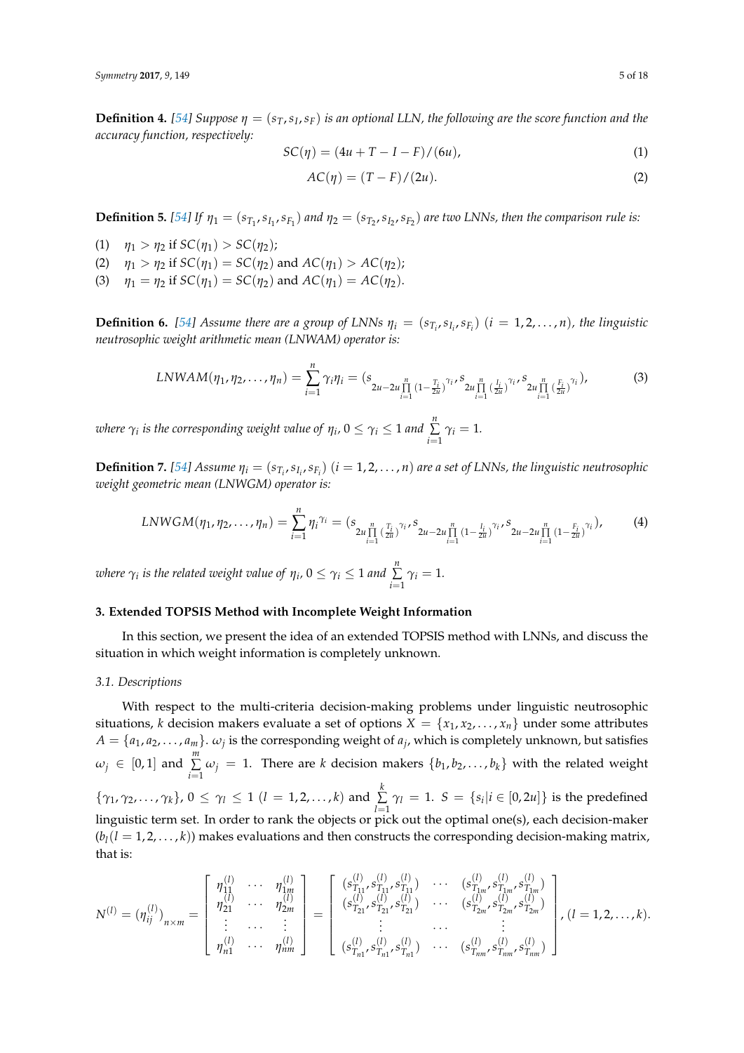**Definition 4.** [54] *Suppose $\eta = (s_T, s_I, s_F)$ is an optional LLN, the following are the score function and the accuracy function, respectively:*

$$SC(\eta) = (4u + T - I - F)/(6u), \tag{1}$$

$$AC(\eta) = (T - F)/(2u). \tag{2}$$

**Definition 5.** [54] *If $\eta_1 = (s_{T_1}, s_{I_1}, s_{F_1})$ and $\eta_2 = (s_{T_2}, s_{I_2}, s_{F_2})$ are two LNNs, then the comparison rule is:*

(1) $\eta_1 > \eta_2$ if $SC(\eta_1) > SC(\eta_2)$;
(2) $\eta_1 > \eta_2$ if $SC(\eta_1) = SC(\eta_2)$ and $AC(\eta_1) > AC(\eta_2)$;
(3) $\eta_1 = \eta_2$ if $SC(\eta_1) = SC(\eta_2)$ and $AC(\eta_1) = AC(\eta_2)$.

**Definition 6.** [54] *Assume there are a group of LNNs $\eta_i = (s_{T_i}, s_{I_i}, s_{F_i})$ $(i = 1, 2, \ldots, n)$, the linguistic neutrosophic weight arithmetic mean (LNWAM) operator is:*

$$LNWAM(\eta_1, \eta_2, \ldots, \eta_n) = \sum_{i=1}^{n} \gamma_i \eta_i = (s_{2u - 2u \prod_{i=1}^{n} (1 - \frac{T_i}{2u})^{\gamma_i}}, s_{2u \prod_{i=1}^{n} (\frac{I_i}{2u})^{\gamma_i}}, s_{2u \prod_{i=1}^{n} (\frac{F_i}{2u})^{\gamma_i}}), \tag{3}$$

*where $\gamma_i$ is the corresponding weight value of $\eta_i$, $0 \le \gamma_i \le 1$ and $\sum_{i=1}^{n} \gamma_i = 1$.*

**Definition 7.** [54] *Assume $\eta_i = (s_{T_i}, s_{I_i}, s_{F_i})$ $(i = 1, 2, \ldots, n)$ are a set of LNNs, the linguistic neutrosophic weight geometric mean (LNWGM) operator is:*

$$LNWGM(\eta_1, \eta_2, \ldots, \eta_n) = \sum_{i=1}^{n} \eta_i^{\gamma_i} = (s_{2u \prod_{i=1}^{n} (\frac{T_i}{2u})^{\gamma_i}}, s_{2u - 2u \prod_{i=1}^{n} (1 - \frac{I_i}{2u})^{\gamma_i}}, s_{2u - 2u \prod_{i=1}^{n} (1 - \frac{F_i}{2u})^{\gamma_i}}), \tag{4}$$

*where $\gamma_i$ is the related weight value of $\eta_i$, $0 \le \gamma_i \le 1$ and $\sum_{i=1}^{n} \gamma_i = 1$.*

## 3. Extended TOPSIS Method with Incomplete Weight Information

In this section, we present the idea of an extended TOPSIS method with LNNs, and discuss the situation in which weight information is completely unknown.

### 3.1. Descriptions

With respect to the multi-criteria decision-making problems under linguistic neutrosophic situations, $k$ decision makers evaluate a set of options $X = \{x_1, x_2, \ldots, x_n\}$ under some attributes $A = \{a_1, a_2, \ldots, a_m\}$. $\omega_j$ is the corresponding weight of $a_j$, which is completely unknown, but satisfies $\omega_j \in [0, 1]$ and $\sum_{i=1}^{m} \omega_j = 1$. There are $k$ decision makers $\{b_1, b_2, \ldots, b_k\}$ with the related weight $\{\gamma_1, \gamma_2, \ldots, \gamma_k\}$, $0 \le \gamma_l \le 1$ $(l = 1, 2, \ldots, k)$ and $\sum_{l=1}^{k} \gamma_l = 1$. $S = \{s_i | i \in [0, 2u]\}$ is the predefined linguistic term set. In order to rank the objects or pick out the optimal one(s), each decision-maker $(b_l (l = 1, 2, \ldots, k))$ makes evaluations and then constructs the corresponding decision-making matrix, that is:

$$N^{(l)} = (\eta_{ij}^{(l)})_{n \times m} = \begin{bmatrix} \eta_{11}^{(l)} & \cdots & \eta_{1m}^{(l)} \\ \eta_{21}^{(l)} & \cdots & \eta_{2m}^{(l)} \\ \vdots & \cdots & \vdots \\ \eta_{n1}^{(l)} & \cdots & \eta_{nm}^{(l)} \end{bmatrix} = \begin{bmatrix} (s_{T_{11}}^{(l)}, s_{T_{11}}^{(l)}, s_{T_{11}}^{(l)}) & \cdots & (s_{T_{1m}}^{(l)}, s_{T_{1m}}^{(l)}, s_{T_{1m}}^{(l)}) \\ (s_{T_{21}}^{(l)}, s_{T_{21}}^{(l)}, s_{T_{21}}^{(l)}) & \cdots & (s_{T_{2m}}^{(l)}, s_{T_{2m}}^{(l)}, s_{T_{2m}}^{(l)}) \\ \vdots & \cdots & \vdots \\ (s_{T_{n1}}^{(l)}, s_{T_{n1}}^{(l)}, s_{T_{n1}}^{(l)}) & \cdots & (s_{T_{nm}}^{(l)}, s_{T_{nm}}^{(l)}, s_{T_{nm}}^{(l)}) \end{bmatrix}, (l = 1, 2, \ldots, k).$$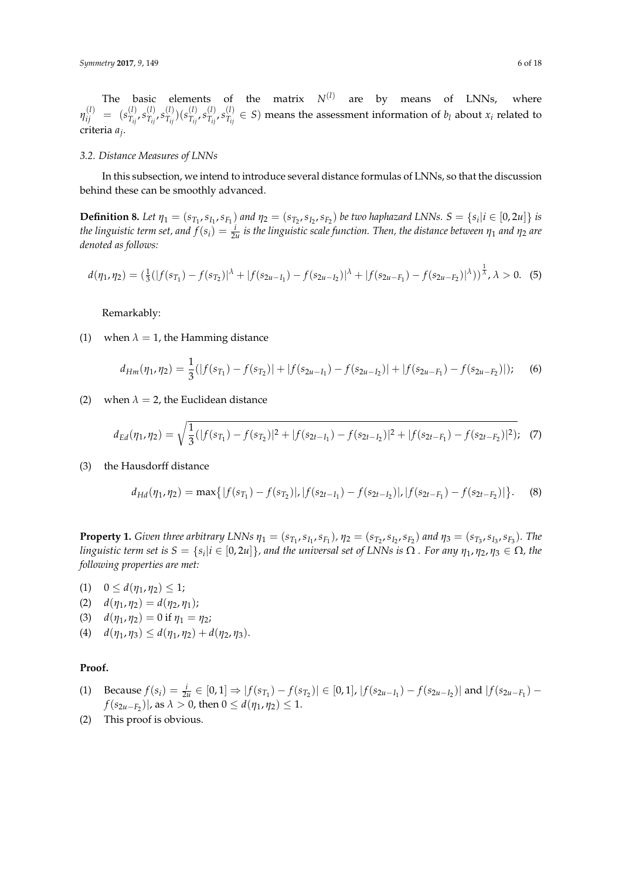The basic elements of the matrix $N^{(l)}$ are by means of LNNs, where $\eta_{ij}^{(l)} = (s_{T_{ij}}^{(l)}, s_{T_{ij}}^{(l)}, s_{T_{ij}}^{(l)})(s_{T_{ij}}^{(l)}, s_{T_{ij}}^{(l)}, s_{T_{ij}}^{(l)} \in S)$ means the assessment information of $b_l$ about $x_i$ related to criteria $a_j$.

### 3.2. Distance Measures of LNNs

In this subsection, we intend to introduce several distance formulas of LNNs, so that the discussion behind these can be smoothly advanced.

**Definition 8.** *Let $\eta_1 = (s_{T_1}, s_{I_1}, s_{F_1})$ and $\eta_2 = (s_{T_2}, s_{I_2}, s_{F_2})$ be two haphazard LNNs. $S = \{s_i | i \in [0, 2u]\}$ is the linguistic term set, and $f(s_i) = \frac{i}{2u}$ is the linguistic scale function. Then, the distance between $\eta_1$ and $\eta_2$ are denoted as follows:*

$$d(\eta_1, \eta_2) = (\frac{1}{3}(|f(s_{T_1}) - f(s_{T_2})|^{\lambda} + |f(s_{2u-I_1}) - f(s_{2u-I_2})|^{\lambda} + |f(s_{2u-F_1}) - f(s_{2u-F_2})|^{\lambda}))^{\frac{1}{\lambda}}, \lambda > 0. \quad (5)$$

Remarkably:

(1) when $\lambda = 1$, the Hamming distance

$$d_{Hm}(\eta_1, \eta_2) = \frac{1}{3}(|f(s_{T_1}) - f(s_{T_2})| + |f(s_{2u-I_1}) - f(s_{2u-I_2})| + |f(s_{2u-F_1}) - f(s_{2u-F_2})|); \quad (6)$$

(2) when $\lambda = 2$, the Euclidean distance

$$d_{Ed}(\eta_1, \eta_2) = \sqrt{\frac{1}{3}(|f(s_{T_1}) - f(s_{T_2})|^2 + |f(s_{2t-I_1}) - f(s_{2t-I_2})|^2 + |f(s_{2t-F_1}) - f(s_{2t-F_2})|^2)}; \quad (7)$$

(3) the Hausdorff distance

$$d_{Hd}(\eta_1, \eta_2) = \max\{|f(s_{T_1}) - f(s_{T_2})|, |f(s_{2t-I_1}) - f(s_{2t-I_2})|, |f(s_{2t-F_1}) - f(s_{2t-F_2})|\}. \quad (8)$$

**Property 1.** *Given three arbitrary LNNs $\eta_1 = (s_{T_1}, s_{I_1}, s_{F_1})$, $\eta_2 = (s_{T_2}, s_{I_2}, s_{F_2})$ and $\eta_3 = (s_{T_3}, s_{I_3}, s_{F_3})$. The linguistic term set is $S = \{s_i | i \in [0, 2u]\}$, and the universal set of LNNs is $\Omega$. For any $\eta_1, \eta_2, \eta_3 \in \Omega$, the following properties are met:*

(1) $0 \le d(\eta_1, \eta_2) \le 1$;
(2) $d(\eta_1, \eta_2) = d(\eta_2, \eta_1)$;
(3) $d(\eta_1, \eta_2) = 0$ if $\eta_1 = \eta_2$;
(4) $d(\eta_1, \eta_3) \le d(\eta_1, \eta_2) + d(\eta_2, \eta_3)$.

**Proof.**

(1) Because $f(s_i) = \frac{i}{2u} \in [0, 1] \Rightarrow |f(s_{T_1}) - f(s_{T_2})| \in [0, 1]$, $|f(s_{2u-I_1}) - f(s_{2u-I_2})|$ and $|f(s_{2u-F_1}) - f(s_{2u-F_2})|$, as $\lambda > 0$, then $0 \le d(\eta_1, \eta_2) \le 1$.
(2) This proof is obvious.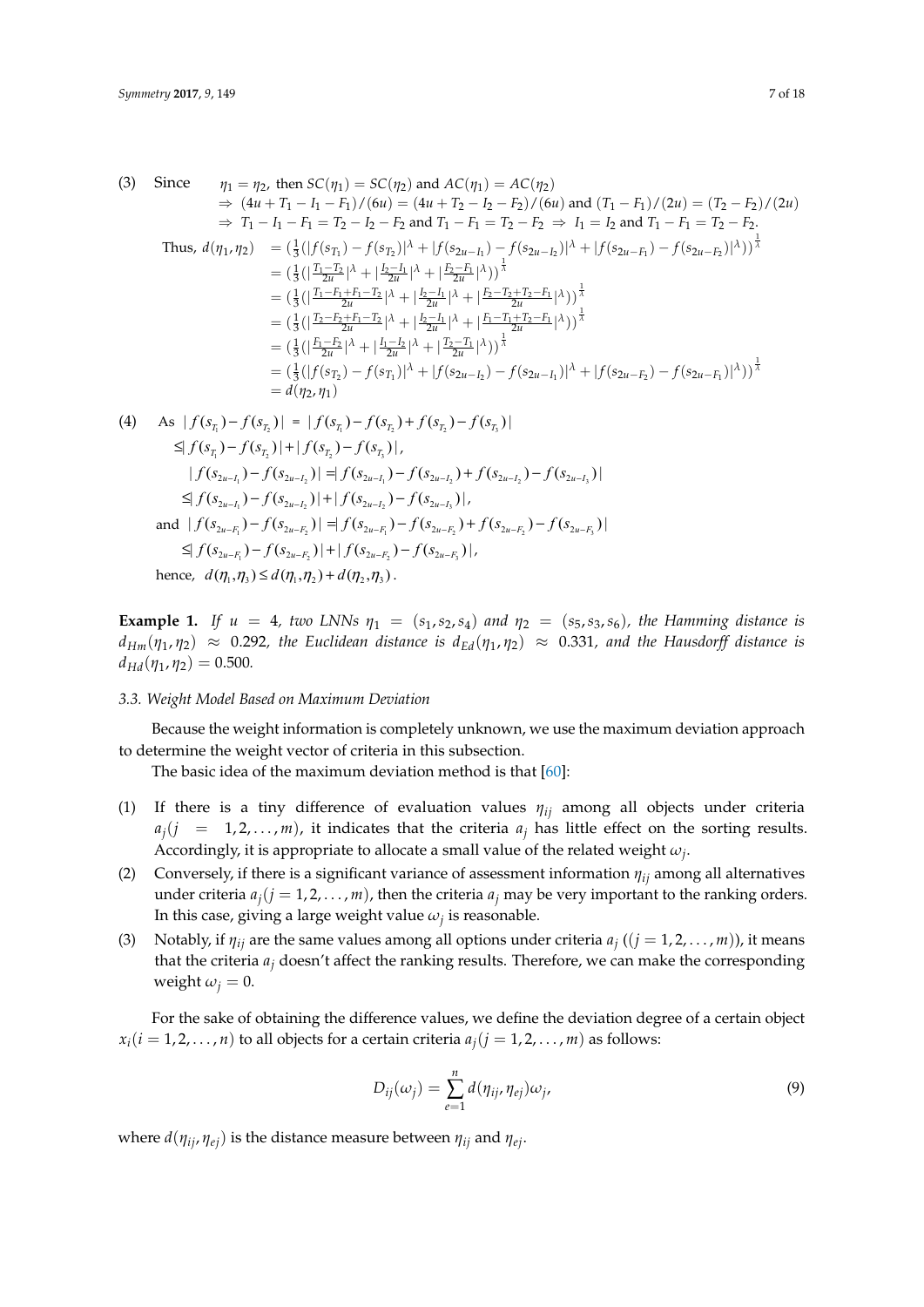(3) Since $\eta_1 = \eta_2$, then $SC(\eta_1) = SC(\eta_2)$ and $AC(\eta_1) = AC(\eta_2)$
$\Rightarrow (4u + T_1 - I_1 - F_1)/(6u) = (4u + T_2 - I_2 - F_2)/(6u)$ and $(T_1 - F_1)/(2u) = (T_2 - F_2)/(2u)$
$\Rightarrow T_1 - I_1 - F_1 = T_2 - I_2 - F_2$ and $T_1 - F_1 = T_2 - F_2 \Rightarrow I_1 = I_2$ and $T_1 - F_1 = T_2 - F_2$.

$$
\begin{aligned}
\text{Thus, } d(\eta_1, \eta_2) &= \left(\tfrac{1}{3}(|f(s_{T_1}) - f(s_{T_2})|^\lambda + |f(s_{2u-I_1}) - f(s_{2u-I_2})|^\lambda + |f(s_{2u-F_1}) - f(s_{2u-F_2})|^\lambda)\right)^{\frac{1}{\lambda}} \\
&= \left(\tfrac{1}{3}(|\tfrac{T_1-T_2}{2u}|^\lambda + |\tfrac{I_2-I_1}{2u}|^\lambda + |\tfrac{F_2-F_1}{2u}|^\lambda)\right)^{\frac{1}{\lambda}} \\
&= \left(\tfrac{1}{3}(|\tfrac{T_1-F_1+F_1-T_2}{2u}|^\lambda + |\tfrac{I_2-I_1}{2u}|^\lambda + |\tfrac{F_2-T_2+T_2-F_1}{2u}|^\lambda)\right)^{\frac{1}{\lambda}} \\
&= \left(\tfrac{1}{3}(|\tfrac{T_2-F_2+F_1-T_2}{2u}|^\lambda + |\tfrac{I_2-I_1}{2u}|^\lambda + |\tfrac{F_1-T_1+T_2-F_1}{2u}|^\lambda)\right)^{\frac{1}{\lambda}} \\
&= \left(\tfrac{1}{3}(|\tfrac{F_1-F_2}{2u}|^\lambda + |\tfrac{I_1-I_2}{2u}|^\lambda + |\tfrac{T_2-T_1}{2u}|^\lambda)\right)^{\frac{1}{\lambda}} \\
&= \left(\tfrac{1}{3}(|f(s_{T_2}) - f(s_{T_1})|^\lambda + |f(s_{2u-I_2}) - f(s_{2u-I_1})|^\lambda + |f(s_{2u-F_2}) - f(s_{2u-F_1})|^\lambda)\right)^{\frac{1}{\lambda}} \\
&= d(\eta_2, \eta_1)
\end{aligned}
$$

(4) As $|f(s_{T_1}) - f(s_{T_2})| = |f(s_{T_1}) - f(s_{T_2}) + f(s_{T_2}) - f(s_{T_3})|$
$\leq |f(s_{T_1}) - f(s_{T_2})| + |f(s_{T_2}) - f(s_{T_3})|$,
$|f(s_{2u-I_1}) - f(s_{2u-I_2})| = |f(s_{2u-I_1}) - f(s_{2u-I_2}) + f(s_{2u-I_2}) - f(s_{2u-I_3})|$
$\leq |f(s_{2u-I_1}) - f(s_{2u-I_2})| + |f(s_{2u-I_2}) - f(s_{2u-I_3})|$,
and $|f(s_{2u-F_1}) - f(s_{2u-F_2})| = |f(s_{2u-F_1}) - f(s_{2u-F_2}) + f(s_{2u-F_2}) - f(s_{2u-F_3})|$
$\leq |f(s_{2u-F_1}) - f(s_{2u-F_2})| + |f(s_{2u-F_2}) - f(s_{2u-F_3})|$,
hence, $d(\eta_1, \eta_3) \leq d(\eta_1, \eta_2) + d(\eta_2, \eta_3)$.

**Example 1.** *If $u = 4$, two LNNs $\eta_1 = (s_1, s_2, s_4)$ and $\eta_2 = (s_5, s_3, s_6)$, the Hamming distance is $d_{Hm}(\eta_1, \eta_2) \approx 0.292$, the Euclidean distance is $d_{Ed}(\eta_1, \eta_2) \approx 0.331$, and the Hausdorff distance is $d_{Hd}(\eta_1, \eta_2) = 0.500$.*

### 3.3. Weight Model Based on Maximum Deviation

Because the weight information is completely unknown, we use the maximum deviation approach to determine the weight vector of criteria in this subsection.

The basic idea of the maximum deviation method is that [60]:

(1) If there is a tiny difference of evaluation values $\eta_{ij}$ among all objects under criteria $a_j (j = 1, 2, \ldots, m)$, it indicates that the criteria $a_j$ has little effect on the sorting results. Accordingly, it is appropriate to allocate a small value of the related weight $\omega_j$.

(2) Conversely, if there is a significant variance of assessment information $\eta_{ij}$ among all alternatives under criteria $a_j (j = 1, 2, \ldots, m)$, then the criteria $a_j$ may be very important to the ranking orders. In this case, giving a large weight value $\omega_j$ is reasonable.

(3) Notably, if $\eta_{ij}$ are the same values among all options under criteria $a_j$ $((j = 1, 2, \ldots, m))$, it means that the criteria $a_j$ doesn't affect the ranking results. Therefore, we can make the corresponding weight $\omega_j = 0$.

For the sake of obtaining the difference values, we define the deviation degree of a certain object $x_i (i = 1, 2, \ldots, n)$ to all objects for a certain criteria $a_j (j = 1, 2, \ldots, m)$ as follows:

$$
D_{ij}(\omega_j) = \sum_{e=1}^{n} d(\eta_{ij}, \eta_{ej}) \omega_j, \tag{9}
$$

where $d(\eta_{ij}, \eta_{ej})$ is the distance measure between $\eta_{ij}$ and $\eta_{ej}$.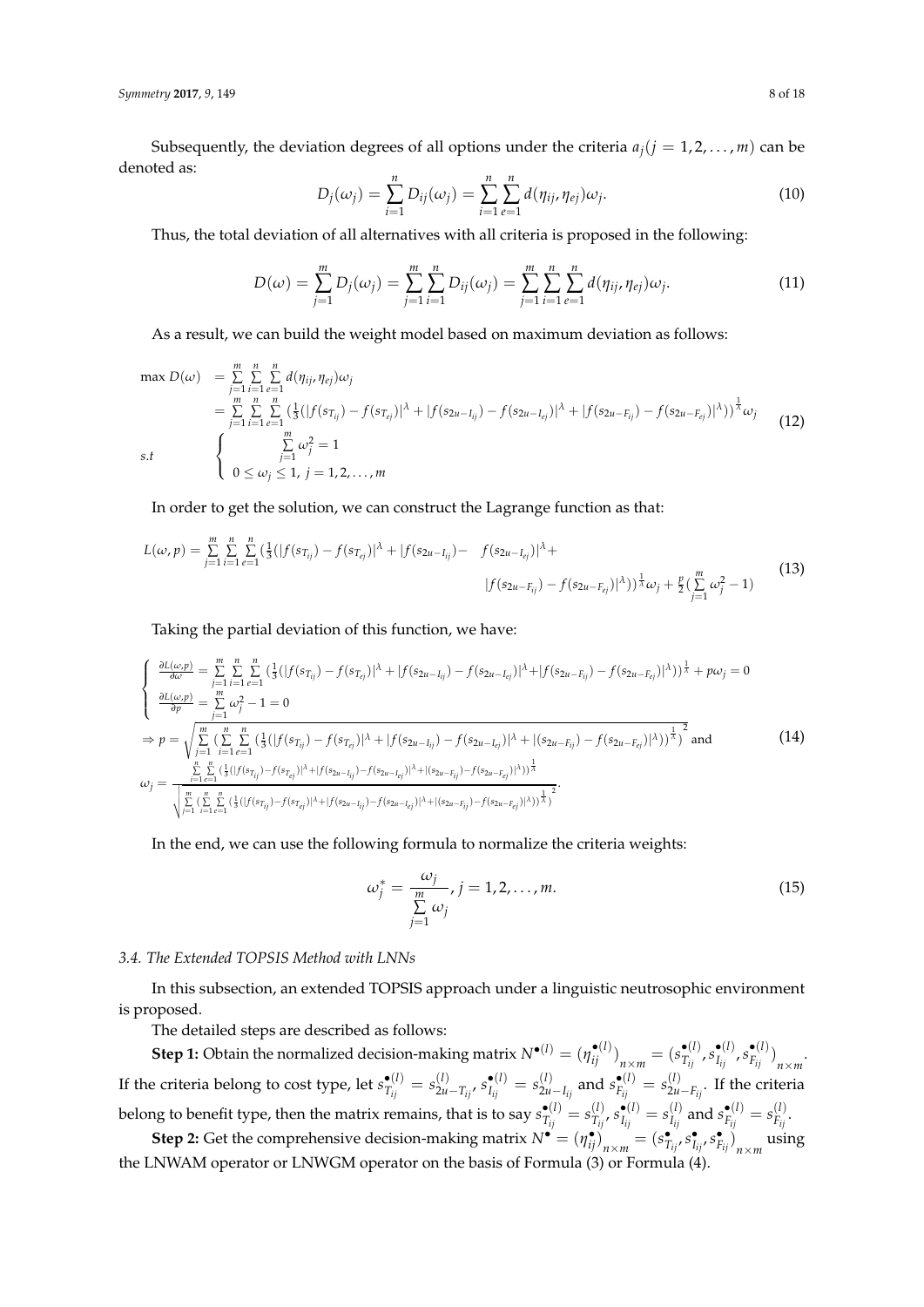Subsequently, the deviation degrees of all options under the criteria $a_j (j = 1, 2, \ldots, m)$ can be denoted as:

$$D_j(\omega_j) = \sum_{i=1}^{n} D_{ij}(\omega_j) = \sum_{i=1}^{n} \sum_{e=1}^{n} d(\eta_{ij}, \eta_{ej})\omega_j. \tag{10}$$

Thus, the total deviation of all alternatives with all criteria is proposed in the following:

$$D(\omega) = \sum_{j=1}^{m} D_j(\omega_j) = \sum_{j=1}^{m} \sum_{i=1}^{n} D_{ij}(\omega_j) = \sum_{j=1}^{m} \sum_{i=1}^{n} \sum_{e=1}^{n} d(\eta_{ij}, \eta_{ej})\omega_j. \tag{11}$$

As a result, we can build the weight model based on maximum deviation as follows:

$$\begin{aligned}
\max D(\omega) &= \sum_{j=1}^{m} \sum_{i=1}^{n} \sum_{e=1}^{n} d(\eta_{ij}, \eta_{ej})\omega_j \\
&= \sum_{j=1}^{m} \sum_{i=1}^{n} \sum_{e=1}^{n} \left(\tfrac{1}{3}(|f(s_{T_{ij}}) - f(s_{T_{ej}})|^{\lambda} + |f(s_{2u-I_{ij}}) - f(s_{2u-I_{ej}})|^{\lambda} + |f(s_{2u-F_{ij}}) - f(s_{2u-F_{ej}})|^{\lambda})\right)^{\frac{1}{\lambda}} \omega_j \\
s.t \quad & \begin{cases} \sum_{j=1}^{m} \omega_j^2 = 1 \\ 0 \le \omega_j \le 1, \; j = 1, 2, \ldots, m \end{cases}
\end{aligned} \tag{12}$$

In order to get the solution, we can construct the Lagrange function as that:

$$L(\omega, p) = \sum_{j=1}^{m} \sum_{i=1}^{n} \sum_{e=1}^{n} \left(\tfrac{1}{3}(|f(s_{T_{ij}}) - f(s_{T_{ej}})|^{\lambda} + |f(s_{2u-I_{ij}}) - f(s_{2u-I_{ej}})|^{\lambda} + |f(s_{2u-F_{ij}}) - f(s_{2u-F_{ej}})|^{\lambda})\right)^{\frac{1}{\lambda}} \omega_j + \frac{p}{2}\left(\sum_{j=1}^{m} \omega_j^2 - 1\right) \tag{13}$$

Taking the partial deviation of this function, we have:

$$\begin{aligned}
&\begin{cases} \frac{\partial L(\omega,p)}{\partial \omega} = \sum_{j=1}^{m} \sum_{i=1}^{n} \sum_{e=1}^{n} \left(\frac{1}{3}(|f(s_{T_{ij}}) - f(s_{T_{ej}})|^{\lambda} + |f(s_{2u-I_{ij}}) - f(s_{2u-I_{ej}})|^{\lambda} + |f(s_{2u-F_{ij}}) - f(s_{2u-F_{ej}})|^{\lambda})\right)^{\frac{1}{\lambda}} + p\omega_j = 0 \\ \frac{\partial L(\omega,p)}{\partial p} = \sum_{j=1}^{m} \omega_j^2 - 1 = 0 \end{cases} \\
&\Rightarrow p = \sqrt{\sum_{j=1}^{m} \left(\sum_{i=1}^{n} \sum_{e=1}^{n} \left(\frac{1}{3}(|f(s_{T_{ij}}) - f(s_{T_{ej}})|^{\lambda} + |f(s_{2u-I_{ij}}) - f(s_{2u-I_{ej}})|^{\lambda} + |(s_{2u-F_{ij}}) - f(s_{2u-F_{ej}})|^{\lambda})\right)^{\frac{1}{\lambda}}\right)^2} \text{ and} \\
&\omega_j = \frac{\sum_{i=1}^{n} \sum_{e=1}^{n} \left(\frac{1}{3}(|f(s_{T_{ij}}) - f(s_{T_{ej}})|^{\lambda} + |f(s_{2u-I_{ij}}) - f(s_{2u-I_{ej}})|^{\lambda} + |(s_{2u-F_{ij}}) - f(s_{2u-F_{ej}})|^{\lambda})\right)^{\frac{1}{\lambda}}}{\sqrt{\sum_{j=1}^{m} \left(\sum_{i=1}^{n} \sum_{e=1}^{n} \left(\frac{1}{3}(|f(s_{T_{ij}}) - f(s_{T_{ej}})|^{\lambda} + |f(s_{2u-I_{ij}}) - f(s_{2u-I_{ej}})|^{\lambda} + |(s_{2u-F_{ij}}) - f(s_{2u-F_{ej}})|^{\lambda})\right)^{\frac{1}{\lambda}}\right)^2}}.
\end{aligned} \tag{14}$$

In the end, we can use the following formula to normalize the criteria weights:

$$\omega_j^* = \frac{\omega_j}{\sum_{j=1}^{m} \omega_j}, j = 1, 2, \ldots, m. \tag{15}$$

### 3.4. The Extended TOPSIS Method with LNNs

In this subsection, an extended TOPSIS approach under a linguistic neutrosophic environment is proposed.

The detailed steps are described as follows:

**Step 1:** Obtain the normalized decision-making matrix $N^{\bullet(l)} = (\eta_{ij}^{\bullet(l)})_{n \times m} = (s_{T_{ij}}^{\bullet(l)}, s_{I_{ij}}^{\bullet(l)}, s_{F_{ij}}^{\bullet(l)})_{n \times m}$. If the criteria belong to cost type, let $s_{T_{ij}}^{\bullet(l)} = s_{2u-T_{ij}}^{(l)}$, $s_{I_{ij}}^{\bullet(l)} = s_{2u-I_{ij}}^{(l)}$ and $s_{F_{ij}}^{\bullet(l)} = s_{2u-F_{ij}}^{(l)}$. If the criteria belong to benefit type, then the matrix remains, that is to say $s_{T_{ij}}^{\bullet(l)} = s_{T_{ij}}^{(l)}$, $s_{I_{ij}}^{\bullet(l)} = s_{I_{ij}}^{(l)}$ and $s_{F_{ij}}^{\bullet(l)} = s_{F_{ij}}^{(l)}$.

**Step 2:** Get the comprehensive decision-making matrix $N^{\bullet} = (\eta_{ij}^{\bullet})_{n \times m} = (s_{T_{ij}}^{\bullet}, s_{I_{ij}}^{\bullet}, s_{F_{ij}}^{\bullet})_{n \times m}$ using the LNWAM operator or LNWGM operator on the basis of Formula (3) or Formula (4).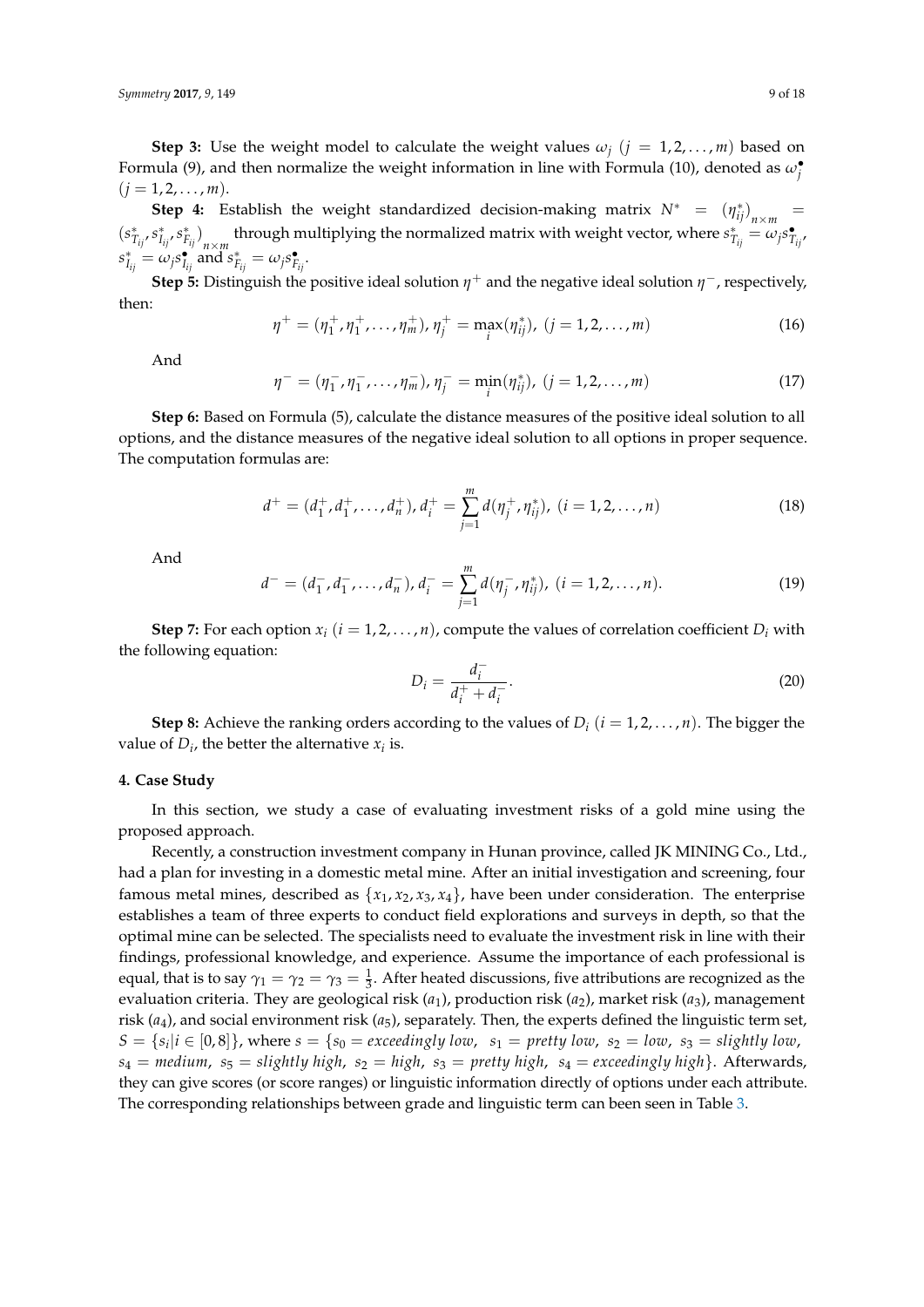**Step 3:** Use the weight model to calculate the weight values $\omega_j$ $(j = 1, 2, \ldots, m)$ based on Formula (9), and then normalize the weight information in line with Formula (10), denoted as $\omega_j^\bullet$ $(j = 1, 2, \ldots, m)$.

**Step 4:** Establish the weight standardized decision-making matrix $N^* = (\eta_{ij}^*)_{n\times m} = (s_{T_{ij}}^*, s_{I_{ij}}^*, s_{F_{ij}}^*)_{n\times m}$ through multiplying the normalized matrix with weight vector, where $s_{T_{ij}}^* = \omega_j s_{T_{ij}}^\bullet$, $s_{I_{ij}}^* = \omega_j s_{I_{ij}}^\bullet$ and $s_{F_{ij}}^* = \omega_j s_{F_{ij}}^\bullet$.

**Step 5:** Distinguish the positive ideal solution $\eta^+$ and the negative ideal solution $\eta^-$, respectively, then:

$$\eta^+ = (\eta_1^+, \eta_1^+, \ldots, \eta_m^+), \eta_j^+ = \max_i(\eta_{ij}^*),\ (j = 1, 2, \ldots, m) \tag{16}$$

And

$$\eta^- = (\eta_1^-, \eta_1^-, \ldots, \eta_m^-), \eta_j^- = \min_i(\eta_{ij}^*),\ (j = 1, 2, \ldots, m) \tag{17}$$

**Step 6:** Based on Formula (5), calculate the distance measures of the positive ideal solution to all options, and the distance measures of the negative ideal solution to all options in proper sequence. The computation formulas are:

$$d^+ = (d_1^+, d_1^+, \ldots, d_n^+), d_i^+ = \sum_{j=1}^{m} d(\eta_j^+, \eta_{ij}^*),\ (i = 1, 2, \ldots, n) \tag{18}$$

And

$$d^- = (d_1^-, d_1^-, \ldots, d_n^-), d_i^- = \sum_{j=1}^{m} d(\eta_j^-, \eta_{ij}^*),\ (i = 1, 2, \ldots, n). \tag{19}$$

**Step 7:** For each option $x_i$ $(i = 1, 2, \ldots, n)$, compute the values of correlation coefficient $D_i$ with the following equation:

$$D_i = \frac{d_i^-}{d_i^+ + d_i^-}. \tag{20}$$

**Step 8:** Achieve the ranking orders according to the values of $D_i$ $(i = 1, 2, \ldots, n)$. The bigger the value of $D_i$, the better the alternative $x_i$ is.

## 4. Case Study

In this section, we study a case of evaluating investment risks of a gold mine using the proposed approach.

Recently, a construction investment company in Hunan province, called JK MINING Co., Ltd., had a plan for investing in a domestic metal mine. After an initial investigation and screening, four famous metal mines, described as $\{x_1, x_2, x_3, x_4\}$, have been under consideration. The enterprise establishes a team of three experts to conduct field explorations and surveys in depth, so that the optimal mine can be selected. The specialists need to evaluate the investment risk in line with their findings, professional knowledge, and experience. Assume the importance of each professional is equal, that is to say $\gamma_1 = \gamma_2 = \gamma_3 = \frac{1}{3}$. After heated discussions, five attributions are recognized as the evaluation criteria. They are geological risk ($a_1$), production risk ($a_2$), market risk ($a_3$), management risk ($a_4$), and social environment risk ($a_5$), separately. Then, the experts defined the linguistic term set, $S = \{s_i | i \in [0, 8]\}$, where $s = \{s_0 = \textit{exceedingly low},\ s_1 = \textit{pretty low},\ s_2 = \textit{low},\ s_3 = \textit{slightly low},\ s_4 = \textit{medium},\ s_5 = \textit{slightly high},\ s_2 = \textit{high},\ s_3 = \textit{pretty high},\ s_4 = \textit{exceedingly high}\}$. Afterwards, they can give scores (or score ranges) or linguistic information directly of options under each attribute. The corresponding relationships between grade and linguistic term can been seen in Table 3.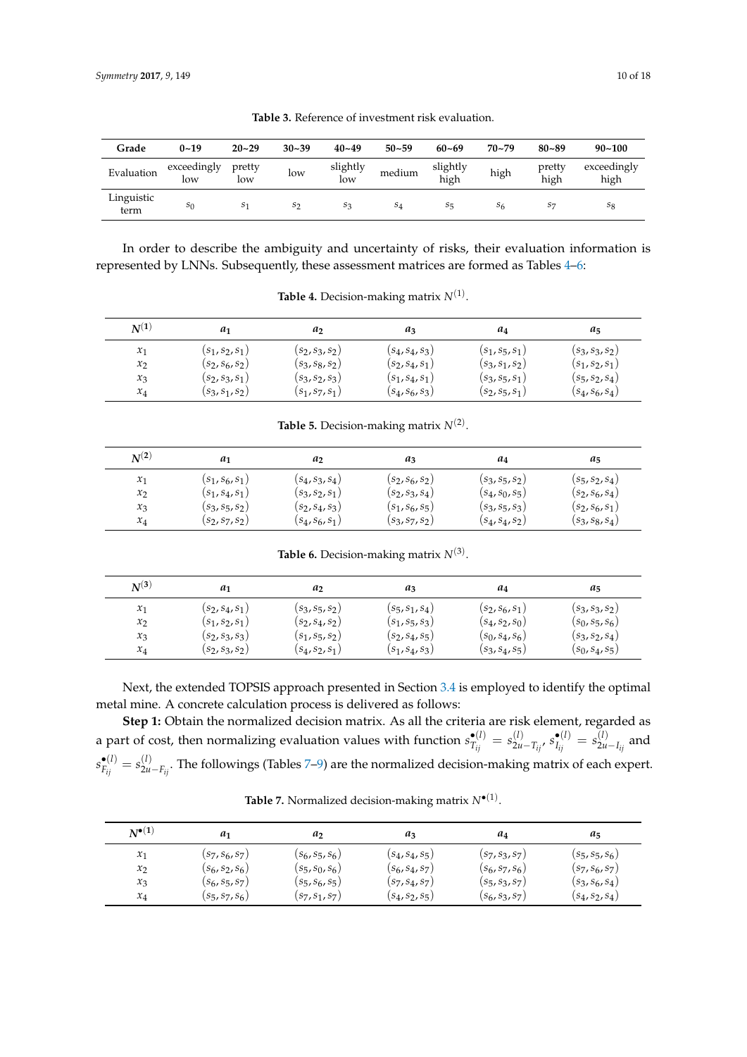**Table 3.** Reference of investment risk evaluation.

| Grade | 0~19 | 20~29 | 30~39 | 40~49 | 50~59 | 60~69 | 70~79 | 80~89 | 90~100 |
|---|---|---|---|---|---|---|---|---|---|
| Evaluation | exceedingly low | pretty low | low | slightly low | medium | slightly high | high | pretty high | exceedingly high |
| Linguistic term | $s_0$ | $s_1$ | $s_2$ | $s_3$ | $s_4$ | $s_5$ | $s_6$ | $s_7$ | $s_8$ |

In order to describe the ambiguity and uncertainty of risks, their evaluation information is represented by LNNs. Subsequently, these assessment matrices are formed as Tables 4–6:

**Table 4.** Decision-making matrix $N^{(1)}$.

| $N^{(1)}$ | $a_1$ | $a_2$ | $a_3$ | $a_4$ | $a_5$ |
|---|---|---|---|---|---|
| $x_1$ | $(s_1, s_2, s_1)$ | $(s_2, s_3, s_2)$ | $(s_4, s_4, s_3)$ | $(s_1, s_5, s_1)$ | $(s_3, s_3, s_2)$ |
| $x_2$ | $(s_2, s_6, s_2)$ | $(s_3, s_8, s_2)$ | $(s_2, s_4, s_1)$ | $(s_3, s_1, s_2)$ | $(s_1, s_2, s_1)$ |
| $x_3$ | $(s_2, s_3, s_1)$ | $(s_3, s_2, s_3)$ | $(s_1, s_4, s_1)$ | $(s_3, s_5, s_1)$ | $(s_5, s_2, s_4)$ |
| $x_4$ | $(s_3, s_1, s_2)$ | $(s_1, s_7, s_1)$ | $(s_4, s_6, s_3)$ | $(s_2, s_5, s_1)$ | $(s_4, s_6, s_4)$ |

**Table 5.** Decision-making matrix $N^{(2)}$.

| $N^{(2)}$ | $a_1$ | $a_2$ | $a_3$ | $a_4$ | $a_5$ |
|---|---|---|---|---|---|
| $x_1$ | $(s_1, s_6, s_1)$ | $(s_4, s_3, s_4)$ | $(s_2, s_6, s_2)$ | $(s_3, s_5, s_2)$ | $(s_5, s_2, s_4)$ |
| $x_2$ | $(s_1, s_4, s_1)$ | $(s_3, s_2, s_1)$ | $(s_2, s_3, s_4)$ | $(s_4, s_0, s_5)$ | $(s_2, s_6, s_4)$ |
| $x_3$ | $(s_3, s_5, s_2)$ | $(s_2, s_4, s_3)$ | $(s_1, s_6, s_5)$ | $(s_3, s_5, s_3)$ | $(s_2, s_6, s_1)$ |
| $x_4$ | $(s_2, s_7, s_2)$ | $(s_4, s_6, s_1)$ | $(s_3, s_7, s_2)$ | $(s_4, s_4, s_2)$ | $(s_3, s_8, s_4)$ |

**Table 6.** Decision-making matrix $N^{(3)}$.

| $N^{(3)}$ | $a_1$ | $a_2$ | $a_3$ | $a_4$ | $a_5$ |
|---|---|---|---|---|---|
| $x_1$ | $(s_2, s_4, s_1)$ | $(s_3, s_5, s_2)$ | $(s_5, s_1, s_4)$ | $(s_2, s_6, s_1)$ | $(s_3, s_3, s_2)$ |
| $x_2$ | $(s_1, s_2, s_1)$ | $(s_2, s_4, s_2)$ | $(s_1, s_5, s_3)$ | $(s_4, s_2, s_0)$ | $(s_0, s_5, s_6)$ |
| $x_3$ | $(s_2, s_3, s_3)$ | $(s_1, s_5, s_2)$ | $(s_2, s_4, s_5)$ | $(s_0, s_4, s_6)$ | $(s_3, s_2, s_4)$ |
| $x_4$ | $(s_2, s_3, s_2)$ | $(s_4, s_2, s_1)$ | $(s_1, s_4, s_3)$ | $(s_3, s_4, s_5)$ | $(s_0, s_4, s_5)$ |

Next, the extended TOPSIS approach presented in Section 3.4 is employed to identify the optimal metal mine. A concrete calculation process is delivered as follows:

**Step 1:** Obtain the normalized decision matrix. As all the criteria are risk element, regarded as a part of cost, then normalizing evaluation values with function $s^{\bullet(l)}_{T_{ij}} = s^{(l)}_{2u-T_{ij}}$, $s^{\bullet(l)}_{I_{ij}} = s^{(l)}_{2u-I_{ij}}$ and $s^{\bullet(l)}_{F_{ij}} = s^{(l)}_{2u-F_{ij}}$. The followings (Tables 7–9) are the normalized decision-making matrix of each expert.

**Table 7.** Normalized decision-making matrix $N^{\bullet(1)}$.

| $N^{\bullet(1)}$ | $a_1$ | $a_2$ | $a_3$ | $a_4$ | $a_5$ |
|---|---|---|---|---|---|
| $x_1$ | $(s_7, s_6, s_7)$ | $(s_6, s_5, s_6)$ | $(s_4, s_4, s_5)$ | $(s_7, s_3, s_7)$ | $(s_5, s_5, s_6)$ |
| $x_2$ | $(s_6, s_2, s_6)$ | $(s_5, s_0, s_6)$ | $(s_6, s_4, s_7)$ | $(s_6, s_7, s_6)$ | $(s_7, s_6, s_7)$ |
| $x_3$ | $(s_6, s_5, s_7)$ | $(s_5, s_6, s_5)$ | $(s_7, s_4, s_7)$ | $(s_5, s_3, s_7)$ | $(s_3, s_6, s_4)$ |
| $x_4$ | $(s_5, s_7, s_6)$ | $(s_7, s_1, s_7)$ | $(s_4, s_2, s_5)$ | $(s_6, s_3, s_7)$ | $(s_4, s_2, s_4)$ |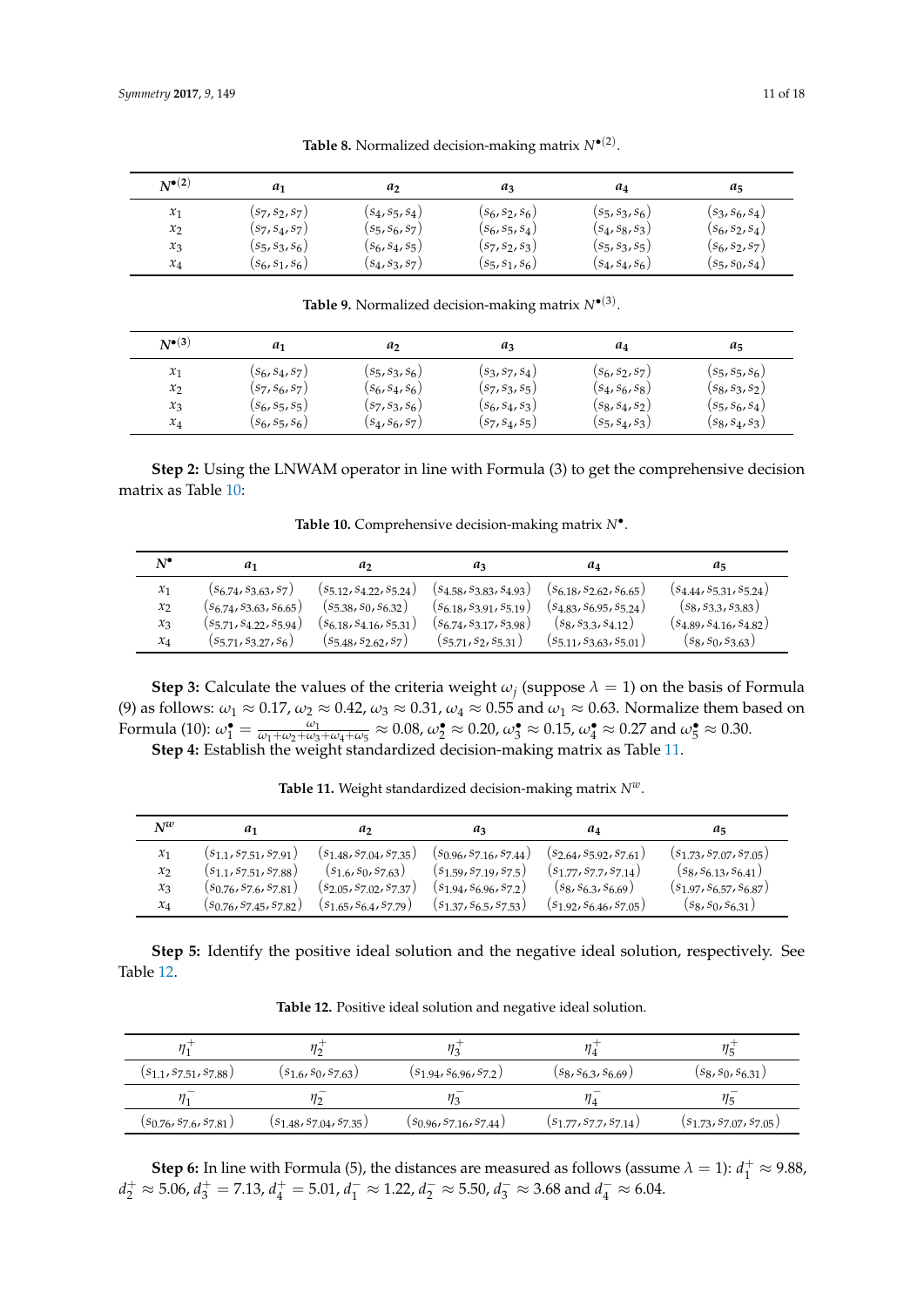**Table 8.** Normalized decision-making matrix $N^{\bullet(2)}$.

| $N^{\bullet(2)}$ | $a_1$ | $a_2$ | $a_3$ | $a_4$ | $a_5$ |
|---|---|---|---|---|---|
| $x_1$ | $(s_7, s_2, s_7)$ | $(s_4, s_5, s_4)$ | $(s_6, s_2, s_6)$ | $(s_5, s_3, s_6)$ | $(s_3, s_6, s_4)$ |
| $x_2$ | $(s_7, s_4, s_7)$ | $(s_5, s_6, s_7)$ | $(s_6, s_5, s_4)$ | $(s_4, s_8, s_3)$ | $(s_6, s_2, s_4)$ |
| $x_3$ | $(s_5, s_3, s_6)$ | $(s_6, s_4, s_5)$ | $(s_7, s_2, s_3)$ | $(s_5, s_3, s_5)$ | $(s_6, s_2, s_7)$ |
| $x_4$ | $(s_6, s_1, s_6)$ | $(s_4, s_3, s_7)$ | $(s_5, s_1, s_6)$ | $(s_4, s_4, s_6)$ | $(s_5, s_0, s_4)$ |

**Table 9.** Normalized decision-making matrix $N^{\bullet(3)}$.

| $N^{\bullet(3)}$ | $a_1$ | $a_2$ | $a_3$ | $a_4$ | $a_5$ |
|---|---|---|---|---|---|
| $x_1$ | $(s_6, s_4, s_7)$ | $(s_5, s_3, s_6)$ | $(s_3, s_7, s_4)$ | $(s_6, s_2, s_7)$ | $(s_5, s_5, s_6)$ |
| $x_2$ | $(s_7, s_6, s_7)$ | $(s_6, s_4, s_6)$ | $(s_7, s_3, s_5)$ | $(s_4, s_6, s_8)$ | $(s_8, s_3, s_2)$ |
| $x_3$ | $(s_6, s_5, s_5)$ | $(s_7, s_3, s_6)$ | $(s_6, s_4, s_3)$ | $(s_8, s_4, s_2)$ | $(s_5, s_6, s_4)$ |
| $x_4$ | $(s_6, s_5, s_6)$ | $(s_4, s_6, s_7)$ | $(s_7, s_4, s_5)$ | $(s_5, s_4, s_3)$ | $(s_8, s_4, s_3)$ |

**Step 2:** Using the LNWAM operator in line with Formula (3) to get the comprehensive decision matrix as Table 10:

**Table 10.** Comprehensive decision-making matrix $N^{\bullet}$.

| $N^{\bullet}$ | $a_1$ | $a_2$ | $a_3$ | $a_4$ | $a_5$ |
|---|---|---|---|---|---|
| $x_1$ | $(s_{6.74}, s_{3.63}, s_7)$ | $(s_{5.12}, s_{4.22}, s_{5.24})$ | $(s_{4.58}, s_{3.83}, s_{4.93})$ | $(s_{6.18}, s_{2.62}, s_{6.65})$ | $(s_{4.44}, s_{5.31}, s_{5.24})$ |
| $x_2$ | $(s_{6.74}, s_{3.63}, s_{6.65})$ | $(s_{5.38}, s_0, s_{6.32})$ | $(s_{6.18}, s_{3.91}, s_{5.19})$ | $(s_{4.83}, s_{6.95}, s_{5.24})$ | $(s_8, s_{3.3}, s_{3.83})$ |
| $x_3$ | $(s_{5.71}, s_{4.22}, s_{5.94})$ | $(s_{6.18}, s_{4.16}, s_{5.31})$ | $(s_{6.74}, s_{3.17}, s_{3.98})$ | $(s_8, s_{3.3}, s_{4.12})$ | $(s_{4.89}, s_{4.16}, s_{4.82})$ |
| $x_4$ | $(s_{5.71}, s_{3.27}, s_6)$ | $(s_{5.48}, s_{2.62}, s_7)$ | $(s_{5.71}, s_2, s_{5.31})$ | $(s_{5.11}, s_{3.63}, s_{5.01})$ | $(s_8, s_0, s_{3.63})$ |

**Step 3:** Calculate the values of the criteria weight $\omega_j$ (suppose $\lambda = 1$) on the basis of Formula (9) as follows: $\omega_1 \approx 0.17$, $\omega_2 \approx 0.42$, $\omega_3 \approx 0.31$, $\omega_4 \approx 0.55$ and $\omega_1 \approx 0.63$. Normalize them based on Formula (10): $\omega_1^{\bullet} = \frac{\omega_1}{\omega_1+\omega_2+\omega_3+\omega_4+\omega_5} \approx 0.08$, $\omega_2^{\bullet} \approx 0.20$, $\omega_3^{\bullet} \approx 0.15$, $\omega_4^{\bullet} \approx 0.27$ and $\omega_5^{\bullet} \approx 0.30$.

**Step 4:** Establish the weight standardized decision-making matrix as Table 11.

**Table 11.** Weight standardized decision-making matrix $N^{w}$.

| $N^{w}$ | $a_1$ | $a_2$ | $a_3$ | $a_4$ | $a_5$ |
|---|---|---|---|---|---|
| $x_1$ | $(s_{1.1}, s_{7.51}, s_{7.91})$ | $(s_{1.48}, s_{7.04}, s_{7.35})$ | $(s_{0.96}, s_{7.16}, s_{7.44})$ | $(s_{2.64}, s_{5.92}, s_{7.61})$ | $(s_{1.73}, s_{7.07}, s_{7.05})$ |
| $x_2$ | $(s_{1.1}, s_{7.51}, s_{7.88})$ | $(s_{1.6}, s_0, s_{7.63})$ | $(s_{1.59}, s_{7.19}, s_{7.5})$ | $(s_{1.77}, s_{7.7}, s_{7.14})$ | $(s_8, s_{6.13}, s_{6.41})$ |
| $x_3$ | $(s_{0.76}, s_{7.6}, s_{7.81})$ | $(s_{2.05}, s_{7.02}, s_{7.37})$ | $(s_{1.94}, s_{6.96}, s_{7.2})$ | $(s_8, s_{6.3}, s_{6.69})$ | $(s_{1.97}, s_{6.57}, s_{6.87})$ |
| $x_4$ | $(s_{0.76}, s_{7.45}, s_{7.82})$ | $(s_{1.65}, s_{6.4}, s_{7.79})$ | $(s_{1.37}, s_{6.5}, s_{7.53})$ | $(s_{1.92}, s_{6.46}, s_{7.05})$ | $(s_8, s_0, s_{6.31})$ |

**Step 5:** Identify the positive ideal solution and the negative ideal solution, respectively. See Table 12.

**Table 12.** Positive ideal solution and negative ideal solution.

| $\eta_1^+$ | $\eta_2^+$ | $\eta_3^+$ | $\eta_4^+$ | $\eta_5^+$ |
|---|---|---|---|---|
| $(s_{1.1}, s_{7.51}, s_{7.88})$ | $(s_{1.6}, s_0, s_{7.63})$ | $(s_{1.94}, s_{6.96}, s_{7.2})$ | $(s_8, s_{6.3}, s_{6.69})$ | $(s_8, s_0, s_{6.31})$ |
| $\eta_1^-$ | $\eta_2^-$ | $\eta_3^-$ | $\eta_4^-$ | $\eta_5^-$ |
| $(s_{0.76}, s_{7.6}, s_{7.81})$ | $(s_{1.48}, s_{7.04}, s_{7.35})$ | $(s_{0.96}, s_{7.16}, s_{7.44})$ | $(s_{1.77}, s_{7.7}, s_{7.14})$ | $(s_{1.73}, s_{7.07}, s_{7.05})$ |

**Step 6:** In line with Formula (5), the distances are measured as follows (assume $\lambda = 1$): $d_1^+ \approx 9.88$, $d_2^+ \approx 5.06$, $d_3^+ = 7.13$, $d_4^+ = 5.01$, $d_1^- \approx 1.22$, $d_2^- \approx 5.50$, $d_3^- \approx 3.68$ and $d_4^- \approx 6.04$.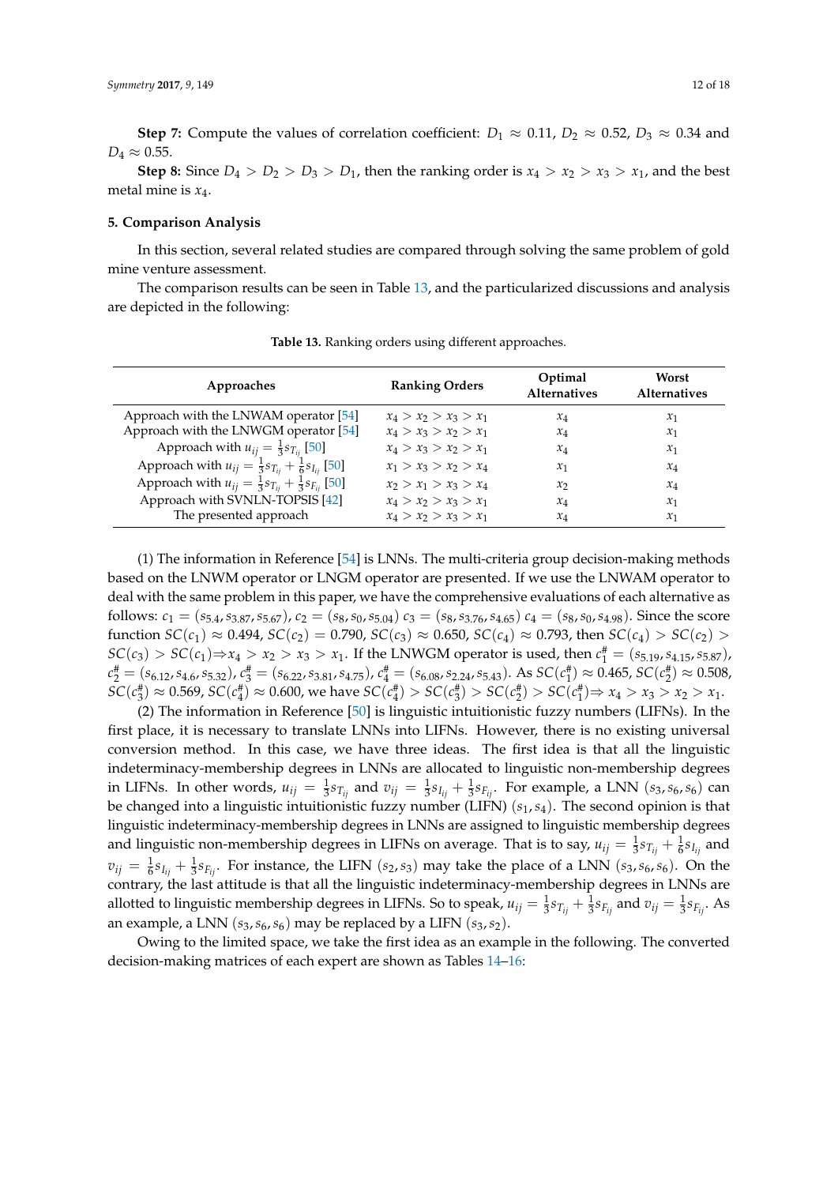**Step 7:** Compute the values of correlation coefficient: $D_1 \approx 0.11$, $D_2 \approx 0.52$, $D_3 \approx 0.34$ and $D_4 \approx 0.55$.

**Step 8:** Since $D_4 > D_2 > D_3 > D_1$, then the ranking order is $x_4 > x_2 > x_3 > x_1$, and the best metal mine is $x_4$.

## 5. Comparison Analysis

In this section, several related studies are compared through solving the same problem of gold mine venture assessment.

The comparison results can be seen in Table 13, and the particularized discussions and analysis are depicted in the following:

**Table 13.** Ranking orders using different approaches.

| Approaches | Ranking Orders | Optimal Alternatives | Worst Alternatives |
|---|---|---|---|
| Approach with the LNWAM operator [54] | $x_4 > x_2 > x_3 > x_1$ | $x_4$ | $x_1$ |
| Approach with the LNWGM operator [54] | $x_4 > x_3 > x_2 > x_1$ | $x_4$ | $x_1$ |
| Approach with $u_{ij} = \frac{1}{3}s_{T_{ij}}$ [50] | $x_4 > x_3 > x_2 > x_1$ | $x_4$ | $x_1$ |
| Approach with $u_{ij} = \frac{1}{3}s_{T_{ij}} + \frac{1}{6}s_{I_{ij}}$ [50] | $x_1 > x_3 > x_2 > x_4$ | $x_1$ | $x_4$ |
| Approach with $u_{ij} = \frac{1}{3}s_{T_{ij}} + \frac{1}{3}s_{F_{ij}}$ [50] | $x_2 > x_1 > x_3 > x_4$ | $x_2$ | $x_4$ |
| Approach with SVNLN-TOPSIS [42] | $x_4 > x_2 > x_3 > x_1$ | $x_4$ | $x_1$ |
| The presented approach | $x_4 > x_2 > x_3 > x_1$ | $x_4$ | $x_1$ |

(1) The information in Reference [54] is LNNs. The multi-criteria group decision-making methods based on the LNWM operator or LNGM operator are presented. If we use the LNWAM operator to deal with the same problem in this paper, we have the comprehensive evaluations of each alternative as follows: $c_1 = (s_{5.4}, s_{3.87}, s_{5.67})$, $c_2 = (s_8, s_0, s_{5.04})$ $c_3 = (s_8, s_{3.76}, s_{4.65})$ $c_4 = (s_8, s_0, s_{4.98})$. Since the score function $SC(c_1) \approx 0.494$, $SC(c_2) = 0.790$, $SC(c_3) \approx 0.650$, $SC(c_4) \approx 0.793$, then $SC(c_4) > SC(c_2) > SC(c_3) > SC(c_1) \Rightarrow x_4 > x_2 > x_3 > x_1$. If the LNWGM operator is used, then $c_1^{\#} = (s_{5.19}, s_{4.15}, s_{5.87})$, $c_2^{\#} = (s_{6.12}, s_{4.6}, s_{5.32})$, $c_3^{\#} = (s_{6.22}, s_{3.81}, s_{4.75})$, $c_4^{\#} = (s_{6.08}, s_{2.24}, s_{5.43})$. As $SC(c_1^{\#}) \approx 0.465$, $SC(c_2^{\#}) \approx 0.508$, $SC(c_3^{\#}) \approx 0.569$, $SC(c_4^{\#}) \approx 0.600$, we have $SC(c_4^{\#}) > SC(c_3^{\#}) > SC(c_2^{\#}) > SC(c_1^{\#}) \Rightarrow x_4 > x_3 > x_2 > x_1$.

(2) The information in Reference [50] is linguistic intuitionistic fuzzy numbers (LIFNs). In the first place, it is necessary to translate LNNs into LIFNs. However, there is no existing universal conversion method. In this case, we have three ideas. The first idea is that all the linguistic indeterminacy-membership degrees in LNNs are allocated to linguistic non-membership degrees in LIFNs. In other words, $u_{ij} = \frac{1}{3}s_{T_{ij}}$ and $v_{ij} = \frac{1}{3}s_{I_{ij}} + \frac{1}{3}s_{F_{ij}}$. For example, a LNN $(s_3, s_6, s_6)$ can be changed into a linguistic intuitionistic fuzzy number (LIFN) $(s_1, s_4)$. The second opinion is that linguistic indeterminacy-membership degrees in LNNs are assigned to linguistic membership degrees and linguistic non-membership degrees in LIFNs on average. That is to say, $u_{ij} = \frac{1}{3}s_{T_{ij}} + \frac{1}{6}s_{I_{ij}}$ and $v_{ij} = \frac{1}{6}s_{I_{ij}} + \frac{1}{3}s_{F_{ij}}$. For instance, the LIFN $(s_2, s_3)$ may take the place of a LNN $(s_3, s_6, s_6)$. On the contrary, the last attitude is that all the linguistic indeterminacy-membership degrees in LNNs are allotted to linguistic membership degrees in LIFNs. So to speak, $u_{ij} = \frac{1}{3}s_{T_{ij}} + \frac{1}{3}s_{F_{ij}}$ and $v_{ij} = \frac{1}{3}s_{F_{ij}}$. As an example, a LNN $(s_3, s_6, s_6)$ may be replaced by a LIFN $(s_3, s_2)$.

Owing to the limited space, we take the first idea as an example in the following. The converted decision-making matrices of each expert are shown as Tables 14–16: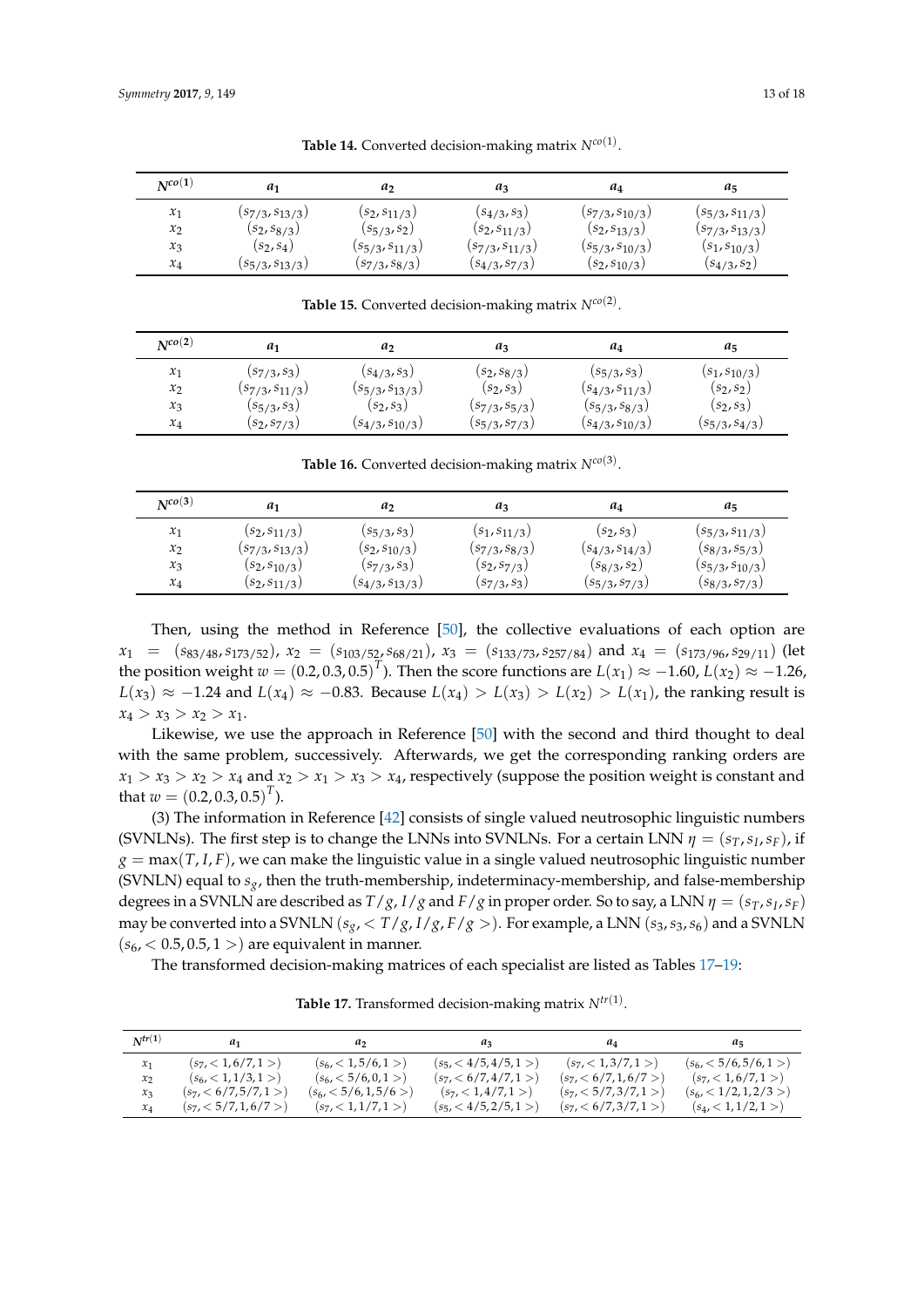**Table 14.** Converted decision-making matrix $N^{co(1)}$.

| $N^{co(1)}$ | $a_1$ | $a_2$ | $a_3$ | $a_4$ | $a_5$ |
|---|---|---|---|---|---|
| $x_1$ | $(s_{7/3}, s_{13/3})$ | $(s_2, s_{11/3})$ | $(s_{4/3}, s_3)$ | $(s_{7/3}, s_{10/3})$ | $(s_{5/3}, s_{11/3})$ |
| $x_2$ | $(s_2, s_{8/3})$ | $(s_{5/3}, s_2)$ | $(s_2, s_{11/3})$ | $(s_2, s_{13/3})$ | $(s_{7/3}, s_{13/3})$ |
| $x_3$ | $(s_2, s_4)$ | $(s_{5/3}, s_{11/3})$ | $(s_{7/3}, s_{11/3})$ | $(s_{5/3}, s_{10/3})$ | $(s_1, s_{10/3})$ |
| $x_4$ | $(s_{5/3}, s_{13/3})$ | $(s_{7/3}, s_{8/3})$ | $(s_{4/3}, s_{7/3})$ | $(s_2, s_{10/3})$ | $(s_{4/3}, s_2)$ |

**Table 15.** Converted decision-making matrix $N^{co(2)}$.

| $N^{co(2)}$ | $a_1$ | $a_2$ | $a_3$ | $a_4$ | $a_5$ |
|---|---|---|---|---|---|
| $x_1$ | $(s_{7/3}, s_3)$ | $(s_{4/3}, s_3)$ | $(s_2, s_{8/3})$ | $(s_{5/3}, s_3)$ | $(s_1, s_{10/3})$ |
| $x_2$ | $(s_{7/3}, s_{11/3})$ | $(s_{5/3}, s_{13/3})$ | $(s_2, s_3)$ | $(s_{4/3}, s_{11/3})$ | $(s_2, s_2)$ |
| $x_3$ | $(s_{5/3}, s_3)$ | $(s_2, s_3)$ | $(s_{7/3}, s_{5/3})$ | $(s_{5/3}, s_{8/3})$ | $(s_2, s_3)$ |
| $x_4$ | $(s_2, s_{7/3})$ | $(s_{4/3}, s_{10/3})$ | $(s_{5/3}, s_{7/3})$ | $(s_{4/3}, s_{10/3})$ | $(s_{5/3}, s_{4/3})$ |

**Table 16.** Converted decision-making matrix $N^{co(3)}$.

| $N^{co(3)}$ | $a_1$ | $a_2$ | $a_3$ | $a_4$ | $a_5$ |
|---|---|---|---|---|---|
| $x_1$ | $(s_2, s_{11/3})$ | $(s_{5/3}, s_3)$ | $(s_1, s_{11/3})$ | $(s_2, s_3)$ | $(s_{5/3}, s_{11/3})$ |
| $x_2$ | $(s_{7/3}, s_{13/3})$ | $(s_2, s_{10/3})$ | $(s_{7/3}, s_{8/3})$ | $(s_{4/3}, s_{14/3})$ | $(s_{8/3}, s_{5/3})$ |
| $x_3$ | $(s_2, s_{10/3})$ | $(s_{7/3}, s_3)$ | $(s_2, s_{7/3})$ | $(s_{8/3}, s_2)$ | $(s_{5/3}, s_{10/3})$ |
| $x_4$ | $(s_2, s_{11/3})$ | $(s_{4/3}, s_{13/3})$ | $(s_{7/3}, s_3)$ | $(s_{5/3}, s_{7/3})$ | $(s_{8/3}, s_{7/3})$ |

Then, using the method in Reference [50], the collective evaluations of each option are $x_1 = (s_{83/48}, s_{173/52})$, $x_2 = (s_{103/52}, s_{68/21})$, $x_3 = (s_{133/73}, s_{257/84})$ and $x_4 = (s_{173/96}, s_{29/11})$ (let the position weight $w = (0.2, 0.3, 0.5)^T$). Then the score functions are $L(x_1) \approx -1.60$, $L(x_2) \approx -1.26$, $L(x_3) \approx -1.24$ and $L(x_4) \approx -0.83$. Because $L(x_4) > L(x_3) > L(x_2) > L(x_1)$, the ranking result is $x_4 > x_3 > x_2 > x_1$.

Likewise, we use the approach in Reference [50] with the second and third thought to deal with the same problem, successively. Afterwards, we get the corresponding ranking orders are $x_1 > x_3 > x_2 > x_4$ and $x_2 > x_1 > x_3 > x_4$, respectively (suppose the position weight is constant and that $w = (0.2, 0.3, 0.5)^T$).

(3) The information in Reference [42] consists of single valued neutrosophic linguistic numbers (SVNLNs). The first step is to change the LNNs into SVNLNs. For a certain LNN $\eta = (s_T, s_I, s_F)$, if $g = \max(T, I, F)$, we can make the linguistic value in a single valued neutrosophic linguistic number (SVNLN) equal to $s_g$, then the truth-membership, indeterminacy-membership, and false-membership degrees in a SVNLN are described as $T/g$, $I/g$ and $F/g$ in proper order. So to say, a LNN $\eta = (s_T, s_I, s_F)$ may be converted into a SVNLN $(s_g, < T/g, I/g, F/g >)$. For example, a LNN $(s_3, s_3, s_6)$ and a SVNLN $(s_6, < 0.5, 0.5, 1 >)$ are equivalent in manner.

The transformed decision-making matrices of each specialist are listed as Tables 17–19:

**Table 17.** Transformed decision-making matrix $N^{tr(1)}$.

| $N^{tr(1)}$ | $a_1$ | $a_2$ | $a_3$ | $a_4$ | $a_5$ |
|---|---|---|---|---|---|
| $x_1$ | $(s_7, < 1, 6/7, 1 >)$ | $(s_6, < 1, 5/6, 1 >)$ | $(s_5, < 4/5, 4/5, 1 >)$ | $(s_7, < 1, 3/7, 1 >)$ | $(s_6, < 5/6, 5/6, 1 >)$ |
| $x_2$ | $(s_6, < 1, 1/3, 1 >)$ | $(s_6, < 5/6, 0, 1 >)$ | $(s_7, < 6/7, 4/7, 1 >)$ | $(s_7, < 6/7, 1, 6/7 >)$ | $(s_7, < 1, 6/7, 1 >)$ |
| $x_3$ | $(s_7, < 6/7, 5/7, 1 >)$ | $(s_6, < 5/6, 1, 5/6 >)$ | $(s_7, < 1, 4/7, 1 >)$ | $(s_7, < 5/7, 3/7, 1 >)$ | $(s_6, < 1/2, 1, 2/3 >)$ |
| $x_4$ | $(s_7, < 5/7, 1, 6/7 >)$ | $(s_7, < 1, 1/7, 1 >)$ | $(s_5, < 4/5, 2/5, 1 >)$ | $(s_7, < 6/7, 3/7, 1 >)$ | $(s_4, < 1, 1/2, 1 >)$ |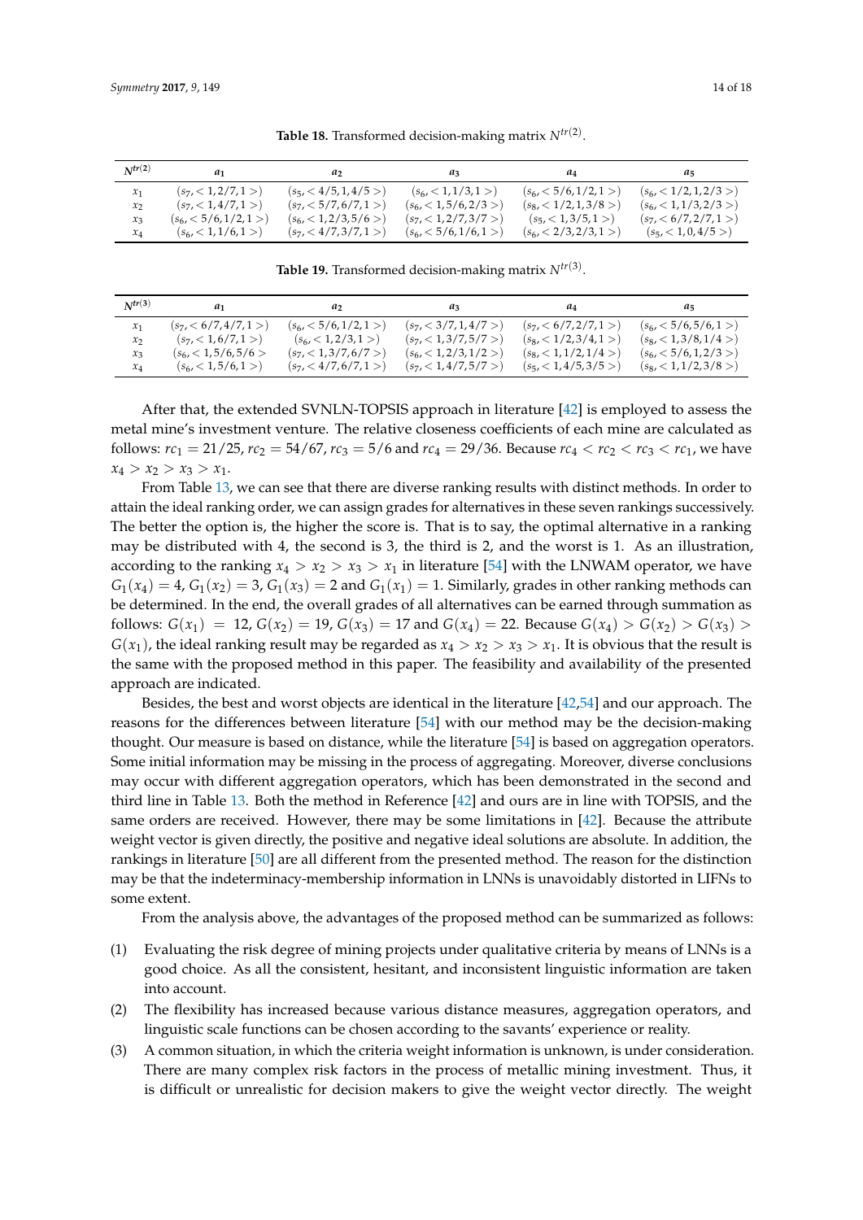**Table 18.** Transformed decision-making matrix $N^{tr(2)}$.

| $N^{tr(2)}$ | $a_1$ | $a_2$ | $a_3$ | $a_4$ | $a_5$ |
|---|---|---|---|---|---|
| $x_1$ | $(s_7, <1, 2/7, 1>)$ | $(s_5, <4/5, 1, 4/5>)$ | $(s_6, <1, 1/3, 1>)$ | $(s_6, <5/6, 1/2, 1>)$ | $(s_6, <1/2, 1, 2/3>)$ |
| $x_2$ | $(s_7, <1, 4/7, 1>)$ | $(s_7, <5/7, 6/7, 1>)$ | $(s_6, <1, 5/6, 2/3>)$ | $(s_8, <1/2, 1, 3/8>)$ | $(s_6, <1, 1/3, 2/3>)$ |
| $x_3$ | $(s_6, <5/6, 1/2, 1>)$ | $(s_6, <1, 2/3, 5/6>)$ | $(s_7, <1, 2/7, 3/7>)$ | $(s_5, <1, 3/5, 1>)$ | $(s_7, <6/7, 2/7, 1>)$ |
| $x_4$ | $(s_6, <1, 1/6, 1>)$ | $(s_7, <4/7, 3/7, 1>)$ | $(s_6, <5/6, 1/6, 1>)$ | $(s_6, <2/3, 2/3, 1>)$ | $(s_5, <1, 0, 4/5>)$ |

**Table 19.** Transformed decision-making matrix $N^{tr(3)}$.

| $N^{tr(3)}$ | $a_1$ | $a_2$ | $a_3$ | $a_4$ | $a_5$ |
|---|---|---|---|---|---|
| $x_1$ | $(s_7, <6/7, 4/7, 1>)$ | $(s_6, <5/6, 1/2, 1>)$ | $(s_7, <3/7, 1, 4/7>)$ | $(s_7, <6/7, 2/7, 1>)$ | $(s_6, <5/6, 5/6, 1>)$ |
| $x_2$ | $(s_7, <1, 6/7, 1>)$ | $(s_6, <1, 2/3, 1>)$ | $(s_7, <1, 3/7, 5/7>)$ | $(s_8, <1/2, 3/4, 1>)$ | $(s_8, <1, 3/8, 1/4>)$ |
| $x_3$ | $(s_6, <1, 5/6, 5/6>)$ | $(s_7, <1, 3/7, 6/7>)$ | $(s_6, <1, 2/3, 1/2>)$ | $(s_8, <1, 1/2, 1/4>)$ | $(s_6, <5/6, 1, 2/3>)$ |
| $x_4$ | $(s_6, <1, 5/6, 1>)$ | $(s_7, <4/7, 6/7, 1>)$ | $(s_7, <1, 4/7, 5/7>)$ | $(s_5, <1, 4/5, 3/5>)$ | $(s_8, <1, 1/2, 3/8>)$ |

After that, the extended SVNLN-TOPSIS approach in literature [42] is employed to assess the metal mine's investment venture. The relative closeness coefficients of each mine are calculated as follows: $rc_1 = 21/25$, $rc_2 = 54/67$, $rc_3 = 5/6$ and $rc_4 = 29/36$. Because $rc_4 < rc_2 < rc_3 < rc_1$, we have $x_4 > x_2 > x_3 > x_1$.

From Table 13, we can see that there are diverse ranking results with distinct methods. In order to attain the ideal ranking order, we can assign grades for alternatives in these seven rankings successively. The better the option is, the higher the score is. That is to say, the optimal alternative in a ranking may be distributed with 4, the second is 3, the third is 2, and the worst is 1. As an illustration, according to the ranking $x_4 > x_2 > x_3 > x_1$ in literature [54] with the LNWAM operator, we have $G_1(x_4) = 4$, $G_1(x_2) = 3$, $G_1(x_3) = 2$ and $G_1(x_1) = 1$. Similarly, grades in other ranking methods can be determined. In the end, the overall grades of all alternatives can be earned through summation as follows: $G(x_1) = 12$, $G(x_2) = 19$, $G(x_3) = 17$ and $G(x_4) = 22$. Because $G(x_4) > G(x_2) > G(x_3) > G(x_1)$, the ideal ranking result may be regarded as $x_4 > x_2 > x_3 > x_1$. It is obvious that the result is the same with the proposed method in this paper. The feasibility and availability of the presented approach are indicated.

Besides, the best and worst objects are identical in the literature [42,54] and our approach. The reasons for the differences between literature [54] with our method may be the decision-making thought. Our measure is based on distance, while the literature [54] is based on aggregation operators. Some initial information may be missing in the process of aggregating. Moreover, diverse conclusions may occur with different aggregation operators, which has been demonstrated in the second and third line in Table 13. Both the method in Reference [42] and ours are in line with TOPSIS, and the same orders are received. However, there may be some limitations in [42]. Because the attribute weight vector is given directly, the positive and negative ideal solutions are absolute. In addition, the rankings in literature [50] are all different from the presented method. The reason for the distinction may be that the indeterminacy-membership information in LNNs is unavoidably distorted in LIFNs to some extent.

From the analysis above, the advantages of the proposed method can be summarized as follows:

(1) Evaluating the risk degree of mining projects under qualitative criteria by means of LNNs is a good choice. As all the consistent, hesitant, and inconsistent linguistic information are taken into account.

(2) The flexibility has increased because various distance measures, aggregation operators, and linguistic scale functions can be chosen according to the savants' experience or reality.

(3) A common situation, in which the criteria weight information is unknown, is under consideration. There are many complex risk factors in the process of metallic mining investment. Thus, it is difficult or unrealistic for decision makers to give the weight vector directly. The weight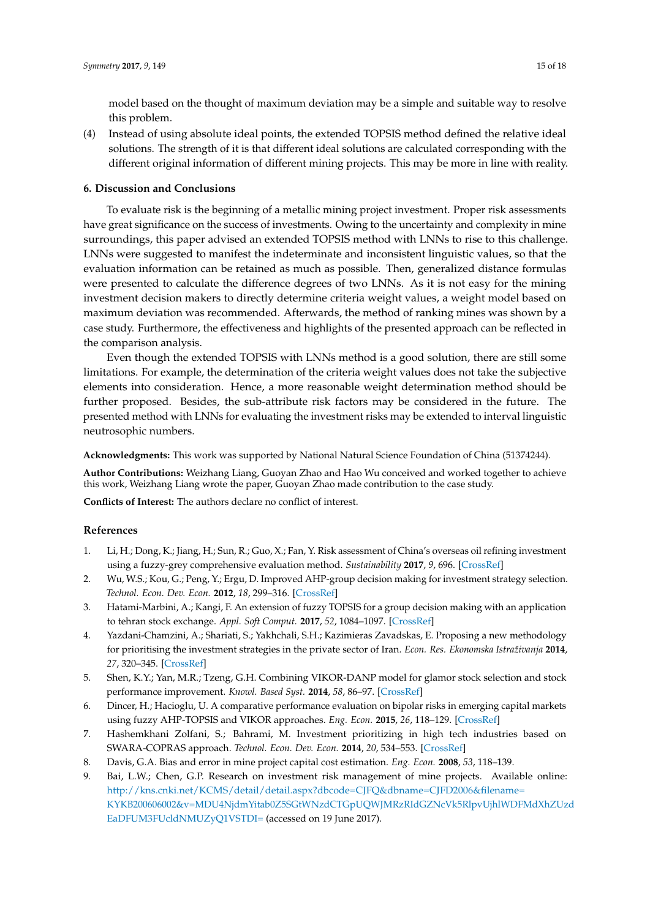model based on the thought of maximum deviation may be a simple and suitable way to resolve this problem.

(4) Instead of using absolute ideal points, the extended TOPSIS method defined the relative ideal solutions. The strength of it is that different ideal solutions are calculated corresponding with the different original information of different mining projects. This may be more in line with reality.

## 6. Discussion and Conclusions

To evaluate risk is the beginning of a metallic mining project investment. Proper risk assessments have great significance on the success of investments. Owing to the uncertainty and complexity in mine surroundings, this paper advised an extended TOPSIS method with LNNs to rise to this challenge. LNNs were suggested to manifest the indeterminate and inconsistent linguistic values, so that the evaluation information can be retained as much as possible. Then, generalized distance formulas were presented to calculate the difference degrees of two LNNs. As it is not easy for the mining investment decision makers to directly determine criteria weight values, a weight model based on maximum deviation was recommended. Afterwards, the method of ranking mines was shown by a case study. Furthermore, the effectiveness and highlights of the presented approach can be reflected in the comparison analysis.

Even though the extended TOPSIS with LNNs method is a good solution, there are still some limitations. For example, the determination of the criteria weight values does not take the subjective elements into consideration. Hence, a more reasonable weight determination method should be further proposed. Besides, the sub-attribute risk factors may be considered in the future. The presented method with LNNs for evaluating the investment risks may be extended to interval linguistic neutrosophic numbers.

**Acknowledgments:** This work was supported by National Natural Science Foundation of China (51374244).

**Author Contributions:** Weizhang Liang, Guoyan Zhao and Hao Wu conceived and worked together to achieve this work, Weizhang Liang wrote the paper, Guoyan Zhao made contribution to the case study.

**Conflicts of Interest:** The authors declare no conflict of interest.

## References

1. Li, H.; Dong, K.; Jiang, H.; Sun, R.; Guo, X.; Fan, Y. Risk assessment of China's overseas oil refining investment using a fuzzy-grey comprehensive evaluation method. *Sustainability* **2017**, *9*, 696. [CrossRef]
2. Wu, W.S.; Kou, G.; Peng, Y.; Ergu, D. Improved AHP-group decision making for investment strategy selection. *Technol. Econ. Dev. Econ.* **2012**, *18*, 299–316. [CrossRef]
3. Hatami-Marbini, A.; Kangi, F. An extension of fuzzy TOPSIS for a group decision making with an application to tehran stock exchange. *Appl. Soft Comput.* **2017**, *52*, 1084–1097. [CrossRef]
4. Yazdani-Chamzini, A.; Shariati, S.; Yakhchali, S.H.; Kazimieras Zavadskas, E. Proposing a new methodology for prioritising the investment strategies in the private sector of Iran. *Econ. Res. Ekonomska Istraživanja* **2014**, *27*, 320–345. [CrossRef]
5. Shen, K.Y.; Yan, M.R.; Tzeng, G.H. Combining VIKOR-DANP model for glamor stock selection and stock performance improvement. *Knowl. Based Syst.* **2014**, *58*, 86–97. [CrossRef]
6. Dincer, H.; Hacioglu, U. A comparative performance evaluation on bipolar risks in emerging capital markets using fuzzy AHP-TOPSIS and VIKOR approaches. *Eng. Econ.* **2015**, *26*, 118–129. [CrossRef]
7. Hashemkhani Zolfani, S.; Bahrami, M. Investment prioritizing in high tech industries based on SWARA-COPRAS approach. *Technol. Econ. Dev. Econ.* **2014**, *20*, 534–553. [CrossRef]
8. Davis, G.A. Bias and error in mine project capital cost estimation. *Eng. Econ.* **2008**, *53*, 118–139.
9. Bai, L.W.; Chen, G.P. Research on investment risk management of mine projects. Available online: http://kns.cnki.net/KCMS/detail/detail.aspx?dbcode=CJFQ&dbname=CJFD2006&filename=KYKB200606002&v=MDU4NjdmYitab0Z5SGtWNzdCTGpUQWJMRzRIdGZNcVk5RlpvUjhlWDFMdXhZUzdEaDFUM3FUcldNMUZyQ1VSTDI= (accessed on 19 June 2017).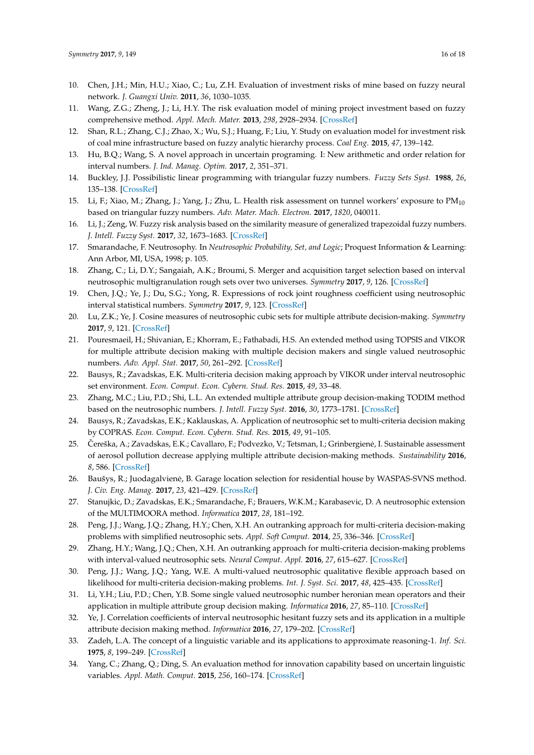10. Chen, J.H.; Min, H.U.; Xiao, C.; Lu, Z.H. Evaluation of investment risks of mine based on fuzzy neural network. *J. Guangxi Univ.* **2011**, *36*, 1030–1035.
11. Wang, Z.G.; Zheng, J.; Li, H.Y. The risk evaluation model of mining project investment based on fuzzy comprehensive method. *Appl. Mech. Mater.* **2013**, *298*, 2928–2934. [CrossRef]
12. Shan, R.L.; Zhang, C.J.; Zhao, X.; Wu, S.J.; Huang, F.; Liu, Y. Study on evaluation model for investment risk of coal mine infrastructure based on fuzzy analytic hierarchy process. *Coal Eng.* **2015**, *47*, 139–142.
13. Hu, B.Q.; Wang, S. A novel approach in uncertain programing. I: New arithmetic and order relation for interval numbers. *J. Ind. Manag. Optim.* **2017**, *2*, 351–371.
14. Buckley, J.J. Possibilistic linear programming with triangular fuzzy numbers. *Fuzzy Sets Syst.* **1988**, *26*, 135–138. [CrossRef]
15. Li, F.; Xiao, M.; Zhang, J.; Yang, J.; Zhu, L. Health risk assessment on tunnel workers' exposure to $PM_{10}$ based on triangular fuzzy numbers. *Adv. Mater. Mach. Electron.* **2017**, *1820*, 040011.
16. Li, J.; Zeng, W. Fuzzy risk analysis based on the similarity measure of generalized trapezoidal fuzzy numbers. *J. Intell. Fuzzy Syst.* **2017**, *32*, 1673–1683. [CrossRef]
17. Smarandache, F. Neutrosophy. In *Neutrosophic Probability, Set, and Logic*; Proquest Information & Learning: Ann Arbor, MI, USA, 1998; p. 105.
18. Zhang, C.; Li, D.Y.; Sangaiah, A.K.; Broumi, S. Merger and acquisition target selection based on interval neutrosophic multigranulation rough sets over two universes. *Symmetry* **2017**, *9*, 126. [CrossRef]
19. Chen, J.Q.; Ye, J.; Du, S.G.; Yong, R. Expressions of rock joint roughness coefficient using neutrosophic interval statistical numbers. *Symmetry* **2017**, *9*, 123. [CrossRef]
20. Lu, Z.K.; Ye, J. Cosine measures of neutrosophic cubic sets for multiple attribute decision-making. *Symmetry* **2017**, *9*, 121. [CrossRef]
21. Pouresmaeil, H.; Shivanian, E.; Khorram, E.; Fathabadi, H.S. An extended method using TOPSIS and VIKOR for multiple attribute decision making with multiple decision makers and single valued neutrosophic numbers. *Adv. Appl. Stat.* **2017**, *50*, 261–292. [CrossRef]
22. Bausys, R.; Zavadskas, E.K. Multi-criteria decision making approach by VIKOR under interval neutrosophic set environment. *Econ. Comput. Econ. Cybern. Stud. Res.* **2015**, *49*, 33–48.
23. Zhang, M.C.; Liu, P.D.; Shi, L.L. An extended multiple attribute group decision-making TODIM method based on the neutrosophic numbers. *J. Intell. Fuzzy Syst.* **2016**, *30*, 1773–1781. [CrossRef]
24. Bausys, R.; Zavadskas, E.K.; Kaklauskas, A. Application of neutrosophic set to multi-criteria decision making by COPRAS. *Econ. Comput. Econ. Cybern. Stud. Res.* **2015**, *49*, 91–105.
25. Čereška, A.; Zavadskas, E.K.; Cavallaro, F.; Podvezko, V.; Tetsman, I.; Grinbergienė, I. Sustainable assessment of aerosol pollution decrease applying multiple attribute decision-making methods. *Sustainability* **2016**, *8*, 586. [CrossRef]
26. Baušys, R.; Juodagalvienė, B. Garage location selection for residential house by WASPAS-SVNS method. *J. Civ. Eng. Manag.* **2017**, *23*, 421–429. [CrossRef]
27. Stanujkic, D.; Zavadskas, E.K.; Smarandache, F.; Brauers, W.K.M.; Karabasevic, D. A neutrosophic extension of the MULTIMOORA method. *Informatica* **2017**, *28*, 181–192.
28. Peng, J.J.; Wang, J.Q.; Zhang, H.Y.; Chen, X.H. An outranking approach for multi-criteria decision-making problems with simplified neutrosophic sets. *Appl. Soft Comput.* **2014**, *25*, 336–346. [CrossRef]
29. Zhang, H.Y.; Wang, J.Q.; Chen, X.H. An outranking approach for multi-criteria decision-making problems with interval-valued neutrosophic sets. *Neural Comput. Appl.* **2016**, *27*, 615–627. [CrossRef]
30. Peng, J.J.; Wang, J.Q.; Yang, W.E. A multi-valued neutrosophic qualitative flexible approach based on likelihood for multi-criteria decision-making problems. *Int. J. Syst. Sci.* **2017**, *48*, 425–435. [CrossRef]
31. Li, Y.H.; Liu, P.D.; Chen, Y.B. Some single valued neutrosophic number heronian mean operators and their application in multiple attribute group decision making. *Informatica* **2016**, *27*, 85–110. [CrossRef]
32. Ye, J. Correlation coefficients of interval neutrosophic hesitant fuzzy sets and its application in a multiple attribute decision making method. *Informatica* **2016**, *27*, 179–202. [CrossRef]
33. Zadeh, L.A. The concept of a linguistic variable and its applications to approximate reasoning-1. *Inf. Sci.* **1975**, *8*, 199–249. [CrossRef]
34. Yang, C.; Zhang, Q.; Ding, S. An evaluation method for innovation capability based on uncertain linguistic variables. *Appl. Math. Comput.* **2015**, *256*, 160–174. [CrossRef]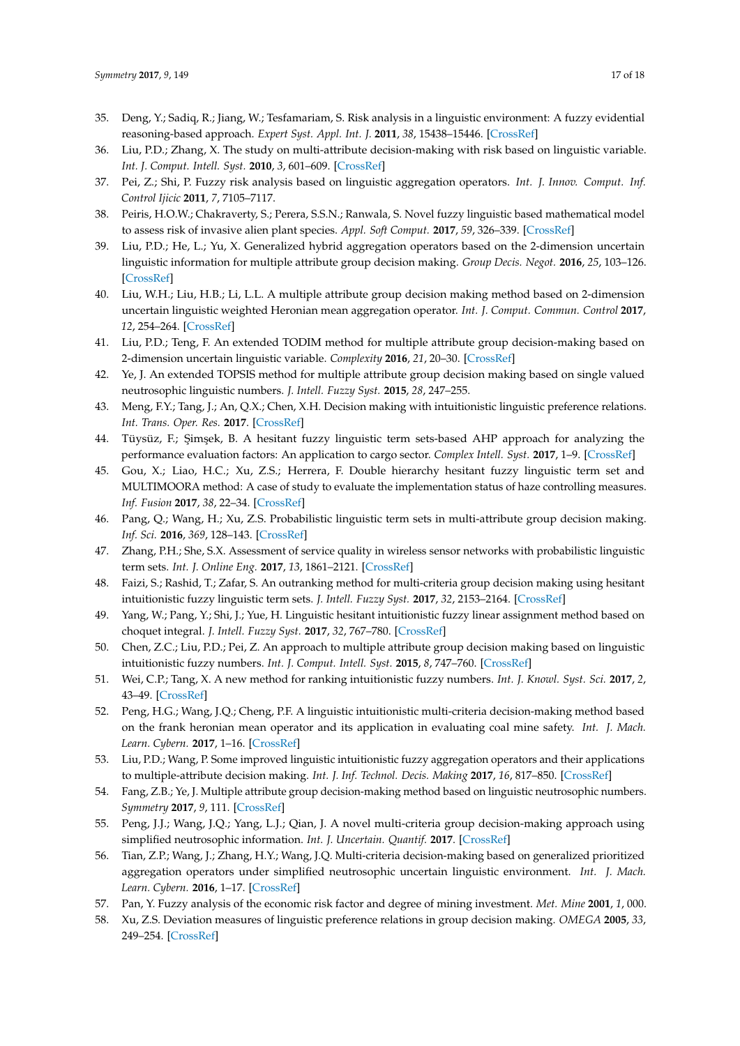35. Deng, Y.; Sadiq, R.; Jiang, W.; Tesfamariam, S. Risk analysis in a linguistic environment: A fuzzy evidential reasoning-based approach. *Expert Syst. Appl. Int. J.* **2011**, *38*, 15438–15446. [CrossRef]
36. Liu, P.D.; Zhang, X. The study on multi-attribute decision-making with risk based on linguistic variable. *Int. J. Comput. Intell. Syst.* **2010**, *3*, 601–609. [CrossRef]
37. Pei, Z.; Shi, P. Fuzzy risk analysis based on linguistic aggregation operators. *Int. J. Innov. Comput. Inf. Control Ijicic* **2011**, *7*, 7105–7117.
38. Peiris, H.O.W.; Chakraverty, S.; Perera, S.S.N.; Ranwala, S. Novel fuzzy linguistic based mathematical model to assess risk of invasive alien plant species. *Appl. Soft Comput.* **2017**, *59*, 326–339. [CrossRef]
39. Liu, P.D.; He, L.; Yu, X. Generalized hybrid aggregation operators based on the 2-dimension uncertain linguistic information for multiple attribute group decision making. *Group Decis. Negot.* **2016**, *25*, 103–126. [CrossRef]
40. Liu, W.H.; Liu, H.B.; Li, L.L. A multiple attribute group decision making method based on 2-dimension uncertain linguistic weighted Heronian mean aggregation operator. *Int. J. Comput. Commun. Control* **2017**, *12*, 254–264. [CrossRef]
41. Liu, P.D.; Teng, F. An extended TODIM method for multiple attribute group decision-making based on 2-dimension uncertain linguistic variable. *Complexity* **2016**, *21*, 20–30. [CrossRef]
42. Ye, J. An extended TOPSIS method for multiple attribute group decision making based on single valued neutrosophic linguistic numbers. *J. Intell. Fuzzy Syst.* **2015**, *28*, 247–255.
43. Meng, F.Y.; Tang, J.; An, Q.X.; Chen, X.H. Decision making with intuitionistic linguistic preference relations. *Int. Trans. Oper. Res.* **2017**. [CrossRef]
44. Tüysüz, F.; Şimşek, B. A hesitant fuzzy linguistic term sets-based AHP approach for analyzing the performance evaluation factors: An application to cargo sector. *Complex Intell. Syst.* **2017**, 1–9. [CrossRef]
45. Gou, X.; Liao, H.C.; Xu, Z.S.; Herrera, F. Double hierarchy hesitant fuzzy linguistic term set and MULTIMOORA method: A case of study to evaluate the implementation status of haze controlling measures. *Inf. Fusion* **2017**, *38*, 22–34. [CrossRef]
46. Pang, Q.; Wang, H.; Xu, Z.S. Probabilistic linguistic term sets in multi-attribute group decision making. *Inf. Sci.* **2016**, *369*, 128–143. [CrossRef]
47. Zhang, P.H.; She, S.X. Assessment of service quality in wireless sensor networks with probabilistic linguistic term sets. *Int. J. Online Eng.* **2017**, *13*, 1861–2121. [CrossRef]
48. Faizi, S.; Rashid, T.; Zafar, S. An outranking method for multi-criteria group decision making using hesitant intuitionistic fuzzy linguistic term sets. *J. Intell. Fuzzy Syst.* **2017**, *32*, 2153–2164. [CrossRef]
49. Yang, W.; Pang, Y.; Shi, J.; Yue, H. Linguistic hesitant intuitionistic fuzzy linear assignment method based on choquet integral. *J. Intell. Fuzzy Syst.* **2017**, *32*, 767–780. [CrossRef]
50. Chen, Z.C.; Liu, P.D.; Pei, Z. An approach to multiple attribute group decision making based on linguistic intuitionistic fuzzy numbers. *Int. J. Comput. Intell. Syst.* **2015**, *8*, 747–760. [CrossRef]
51. Wei, C.P.; Tang, X. A new method for ranking intuitionistic fuzzy numbers. *Int. J. Knowl. Syst. Sci.* **2017**, *2*, 43–49. [CrossRef]
52. Peng, H.G.; Wang, J.Q.; Cheng, P.F. A linguistic intuitionistic multi-criteria decision-making method based on the frank heronian mean operator and its application in evaluating coal mine safety. *Int. J. Mach. Learn. Cybern.* **2017**, 1–16. [CrossRef]
53. Liu, P.D.; Wang, P. Some improved linguistic intuitionistic fuzzy aggregation operators and their applications to multiple-attribute decision making. *Int. J. Inf. Technol. Decis. Making* **2017**, *16*, 817–850. [CrossRef]
54. Fang, Z.B.; Ye, J. Multiple attribute group decision-making method based on linguistic neutrosophic numbers. *Symmetry* **2017**, *9*, 111. [CrossRef]
55. Peng, J.J.; Wang, J.Q.; Yang, L.J.; Qian, J. A novel multi-criteria group decision-making approach using simplified neutrosophic information. *Int. J. Uncertain. Quantif.* **2017**. [CrossRef]
56. Tian, Z.P.; Wang, J.; Zhang, H.Y.; Wang, J.Q. Multi-criteria decision-making based on generalized prioritized aggregation operators under simplified neutrosophic uncertain linguistic environment. *Int. J. Mach. Learn. Cybern.* **2016**, 1–17. [CrossRef]
57. Pan, Y. Fuzzy analysis of the economic risk factor and degree of mining investment. *Met. Mine* **2001**, *1*, 000.
58. Xu, Z.S. Deviation measures of linguistic preference relations in group decision making. *OMEGA* **2005**, *33*, 249–254. [CrossRef]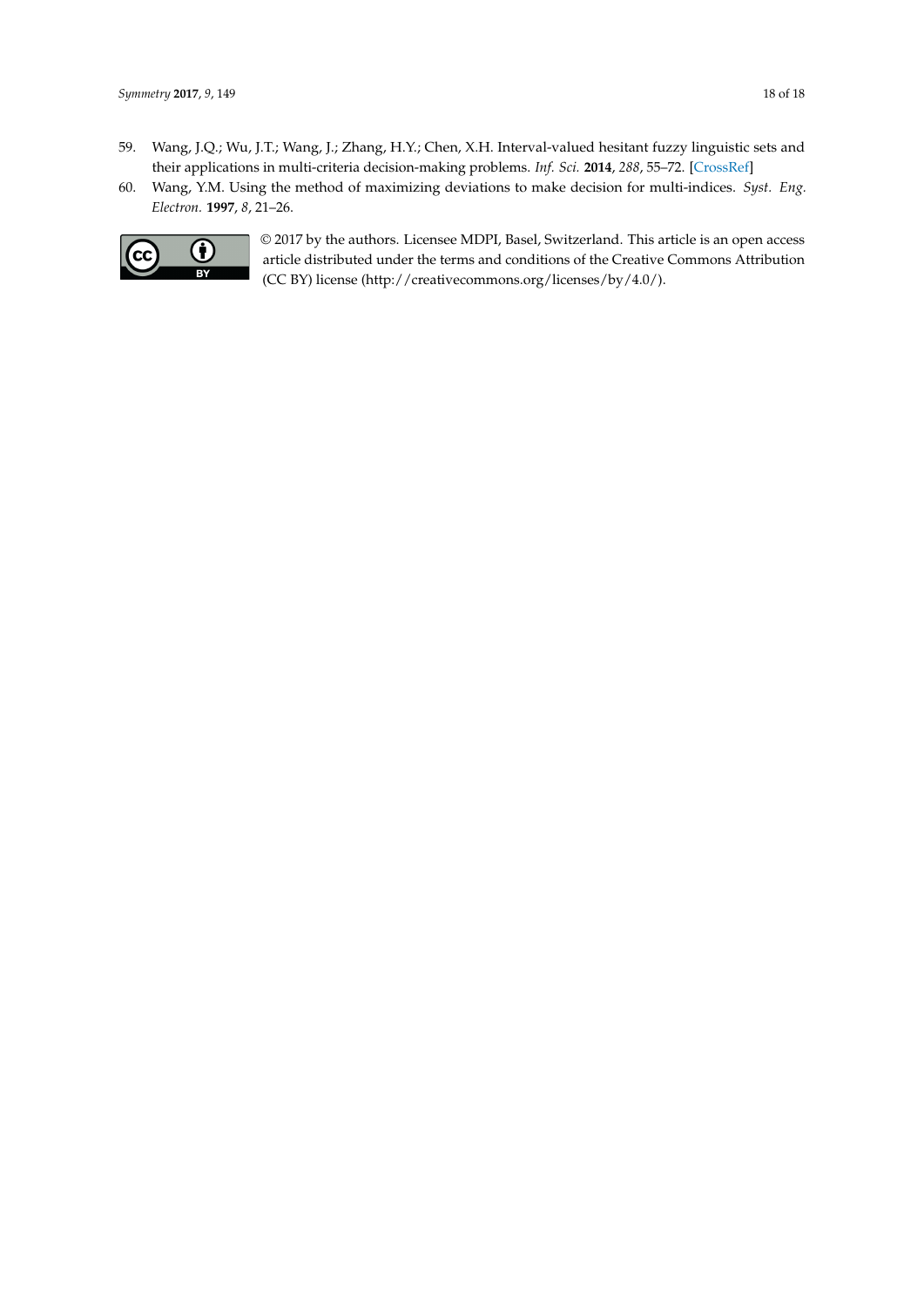59. Wang, J.Q.; Wu, J.T.; Wang, J.; Zhang, H.Y.; Chen, X.H. Interval-valued hesitant fuzzy linguistic sets and their applications in multi-criteria decision-making problems. *Inf. Sci.* **2014**, *288*, 55–72. [CrossRef]
60. Wang, Y.M. Using the method of maximizing deviations to make decision for multi-indices. *Syst. Eng. Electron.* **1997**, *8*, 21–26.

© 2017 by the authors. Licensee MDPI, Basel, Switzerland. This article is an open access article distributed under the terms and conditions of the Creative Commons Attribution (CC BY) license (http://creativecommons.org/licenses/by/4.0/).